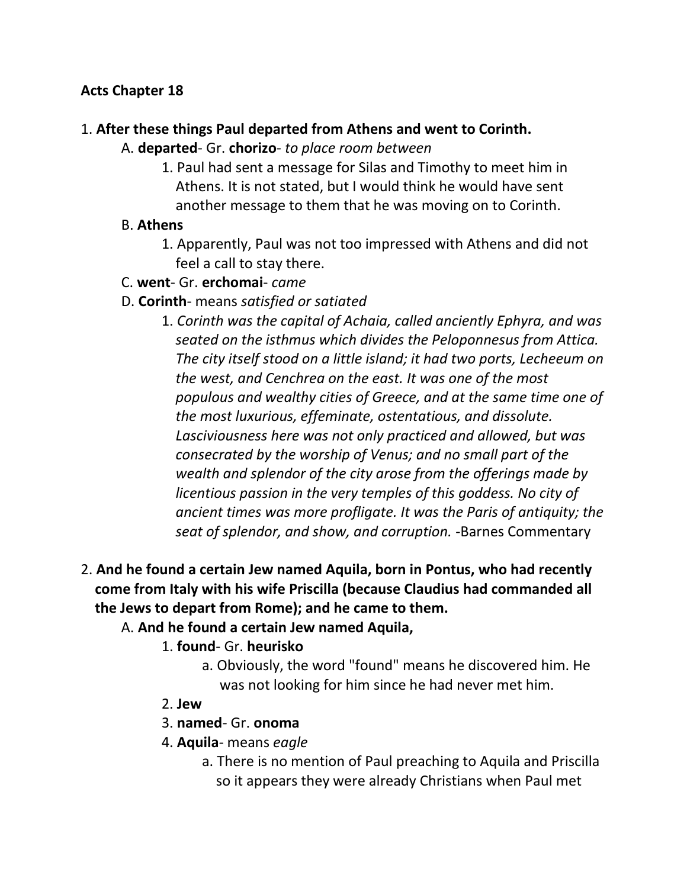**Acts Chapter 18**

1. **After these things Paul departed from Athens and went to Corinth.**
   - A. **departed**- Gr. **chorizo**- *to place room between*
     1. Paul had sent a message for Silas and Timothy to meet him in Athens. It is not stated, but I would think he would have sent another message to them that he was moving on to Corinth.
   - B. **Athens**
     1. Apparently, Paul was not too impressed with Athens and did not feel a call to stay there.
   - C. **went**- Gr. **erchomai**- *came*
   - D. **Corinth**- means *satisfied or satiated*
     1. *Corinth was the capital of Achaia, called anciently Ephyra, and was seated on the isthmus which divides the Peloponnesus from Attica. The city itself stood on a little island; it had two ports, Lecheeum on the west, and Cenchrea on the east. It was one of the most populous and wealthy cities of Greece, and at the same time one of the most luxurious, effeminate, ostentatious, and dissolute. Lasciviousness here was not only practiced and allowed, but was consecrated by the worship of Venus; and no small part of the wealth and splendor of the city arose from the offerings made by licentious passion in the very temples of this goddess. No city of ancient times was more profligate. It was the Paris of antiquity; the seat of splendor, and show, and corruption.* -Barnes Commentary

2. **And he found a certain Jew named Aquila, born in Pontus, who had recently come from Italy with his wife Priscilla (because Claudius had commanded all the Jews to depart from Rome); and he came to them.**
   - A. **And he found a certain Jew named Aquila,**
     1. **found**- Gr. **heurisko**
        - a. Obviously, the word "found" means he discovered him. He was not looking for him since he had never met him.
     2. **Jew**
     3. **named**- Gr. **onoma**
     4. **Aquila**- means *eagle*
        - a. There is no mention of Paul preaching to Aquila and Priscilla so it appears they were already Christians when Paul met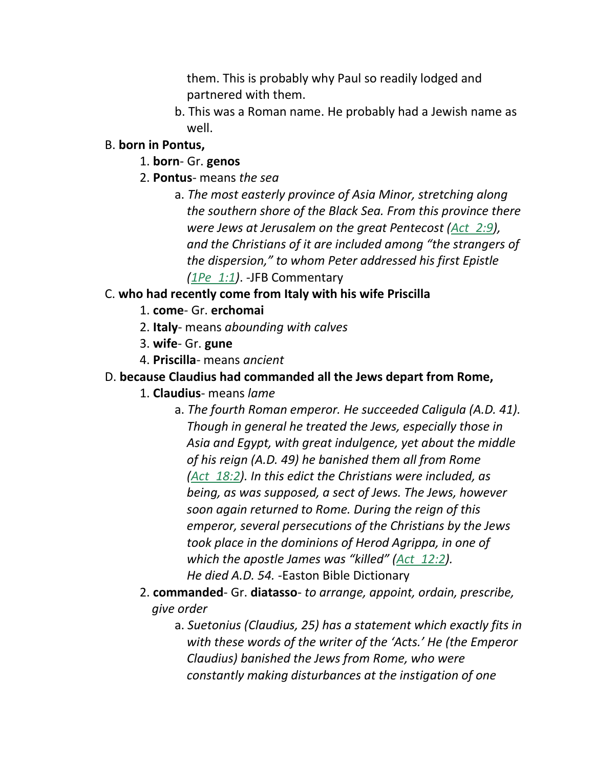them. This is probably why Paul so readily lodged and partnered with them.

b. This was a Roman name. He probably had a Jewish name as well.

B. **born in Pontus,**

1. **born**- Gr. **genos**
2. **Pontus**- means *the sea*
   a. *The most easterly province of Asia Minor, stretching along the southern shore of the Black Sea. From this province there were Jews at Jerusalem on the great Pentecost (Act 2:9), and the Christians of it are included among "the strangers of the dispersion," to whom Peter addressed his first Epistle (1Pe 1:1)*. -JFB Commentary

C. **who had recently come from Italy with his wife Priscilla**

1. **come**- Gr. **erchomai**
2. **Italy**- means *abounding with calves*
3. **wife**- Gr. **gune**
4. **Priscilla**- means *ancient*

D. **because Claudius had commanded all the Jews depart from Rome,**

1. **Claudius**- means *lame*
   a. *The fourth Roman emperor. He succeeded Caligula (A.D. 41). Though in general he treated the Jews, especially those in Asia and Egypt, with great indulgence, yet about the middle of his reign (A.D. 49) he banished them all from Rome (Act 18:2). In this edict the Christians were included, as being, as was supposed, a sect of Jews. The Jews, however soon again returned to Rome. During the reign of this emperor, several persecutions of the Christians by the Jews took place in the dominions of Herod Agrippa, in one of which the apostle James was "killed" (Act 12:2). He died A.D. 54.* -Easton Bible Dictionary
2. **commanded**- Gr. **diatasso**- *to arrange, appoint, ordain, prescribe, give order*
   a. *Suetonius (Claudius, 25) has a statement which exactly fits in with these words of the writer of the 'Acts.' He (the Emperor Claudius) banished the Jews from Rome, who were constantly making disturbances at the instigation of one*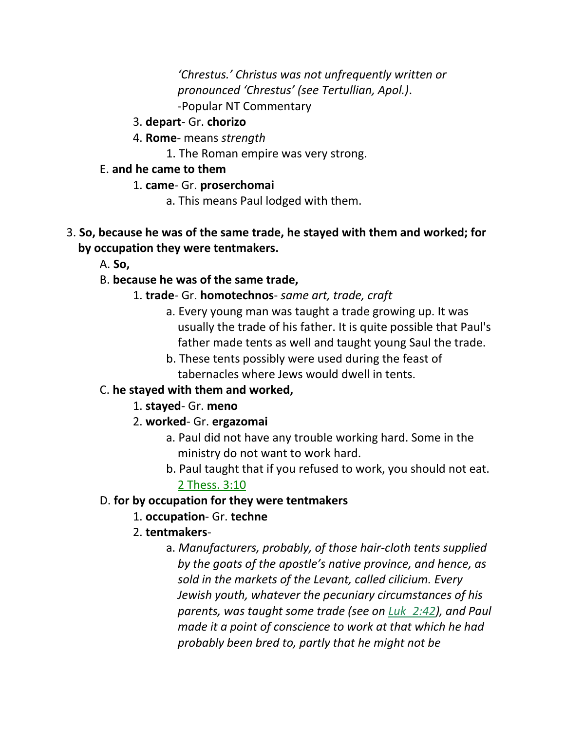*'Chrestus.' Christus was not unfrequently written or pronounced 'Chrestus' (see Tertullian, Apol.)*.
-Popular NT Commentary

3. **depart**- Gr. **chorizo**
4. **Rome**- means *strength*
    1. The Roman empire was very strong.

E. **and he came to them**

1. **came**- Gr. **proserchomai**
    a. This means Paul lodged with them.

3. **So, because he was of the same trade, he stayed with them and worked; for by occupation they were tentmakers.**

A. **So,**

B. **because he was of the same trade,**

1. **trade**- Gr. **homotechnos**- *same art, trade, craft*
    a. Every young man was taught a trade growing up. It was usually the trade of his father. It is quite possible that Paul's father made tents as well and taught young Saul the trade.
    b. These tents possibly were used during the feast of tabernacles where Jews would dwell in tents.

C. **he stayed with them and worked,**

1. **stayed**- Gr. **meno**
2. **worked**- Gr. **ergazomai**
    a. Paul did not have any trouble working hard. Some in the ministry do not want to work hard.
    b. Paul taught that if you refused to work, you should not eat. 2 Thess. 3:10

D. **for by occupation for they were tentmakers**

1. **occupation**- Gr. **techne**
2. **tentmakers**-
    a. *Manufacturers, probably, of those hair-cloth tents supplied by the goats of the apostle's native province, and hence, as sold in the markets of the Levant, called cilicium. Every Jewish youth, whatever the pecuniary circumstances of his parents, was taught some trade (see on Luk 2:42), and Paul made it a point of conscience to work at that which he had probably been bred to, partly that he might not be*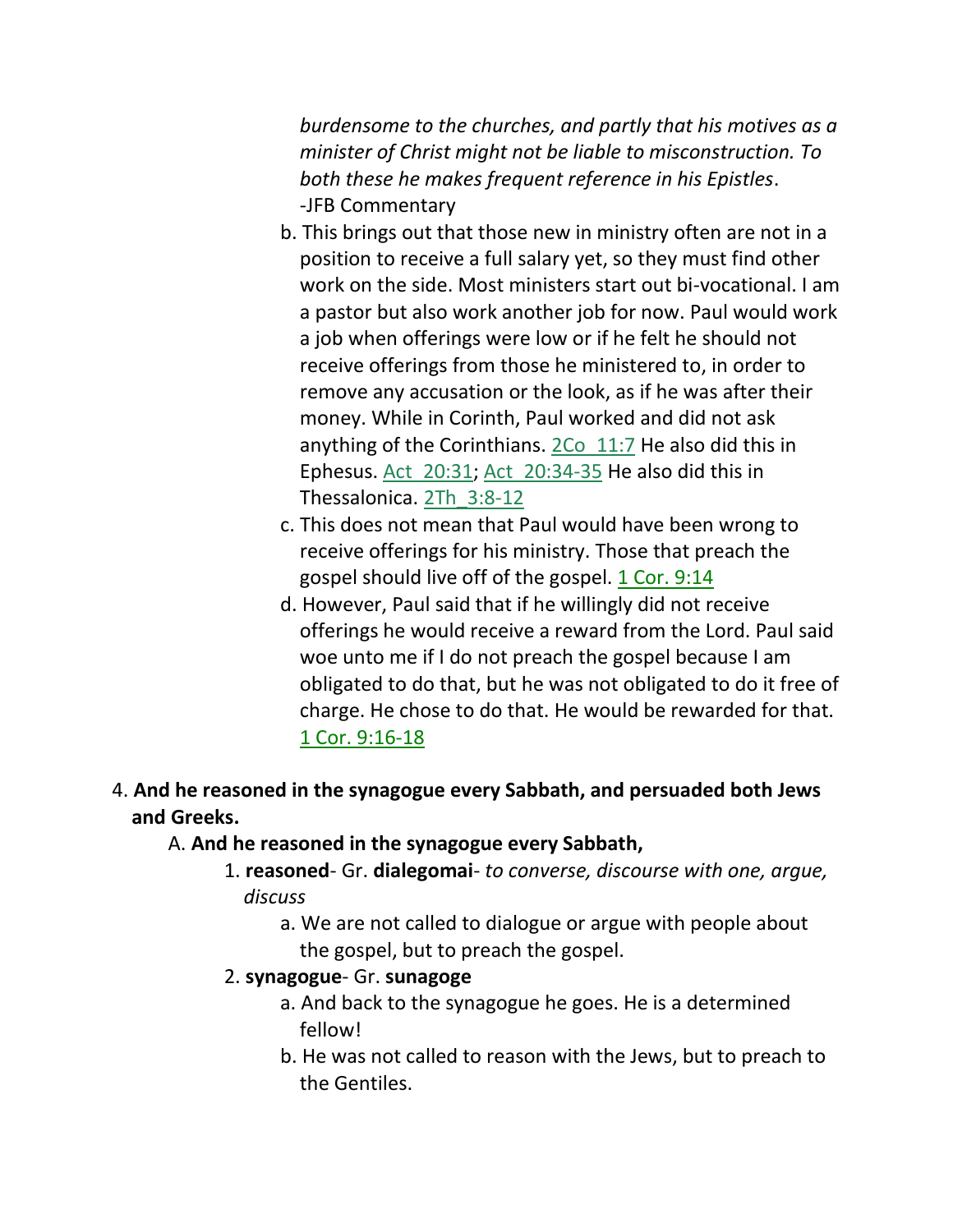*burdensome to the churches, and partly that his motives as a minister of Christ might not be liable to misconstruction. To both these he makes frequent reference in his Epistles*.
-JFB Commentary

b. This brings out that those new in ministry often are not in a position to receive a full salary yet, so they must find other work on the side. Most ministers start out bi-vocational. I am a pastor but also work another job for now. Paul would work a job when offerings were low or if he felt he should not receive offerings from those he ministered to, in order to remove any accusation or the look, as if he was after their money. While in Corinth, Paul worked and did not ask anything of the Corinthians. 2Co_11:7 He also did this in Ephesus. Act_20:31; Act_20:34-35 He also did this in Thessalonica. 2Th_3:8-12

c. This does not mean that Paul would have been wrong to receive offerings for his ministry. Those that preach the gospel should live off of the gospel. 1 Cor. 9:14

d. However, Paul said that if he willingly did not receive offerings he would receive a reward from the Lord. Paul said woe unto me if I do not preach the gospel because I am obligated to do that, but he was not obligated to do it free of charge. He chose to do that. He would be rewarded for that. 1 Cor. 9:16-18

4. **And he reasoned in the synagogue every Sabbath, and persuaded both Jews and Greeks.**

   A. **And he reasoned in the synagogue every Sabbath,**

      1. **reasoned**- Gr. **dialegomai**- *to converse, discourse with one, argue, discuss*

         a. We are not called to dialogue or argue with people about the gospel, but to preach the gospel.

      2. **synagogue**- Gr. **sunagoge**

         a. And back to the synagogue he goes. He is a determined fellow!

         b. He was not called to reason with the Jews, but to preach to the Gentiles.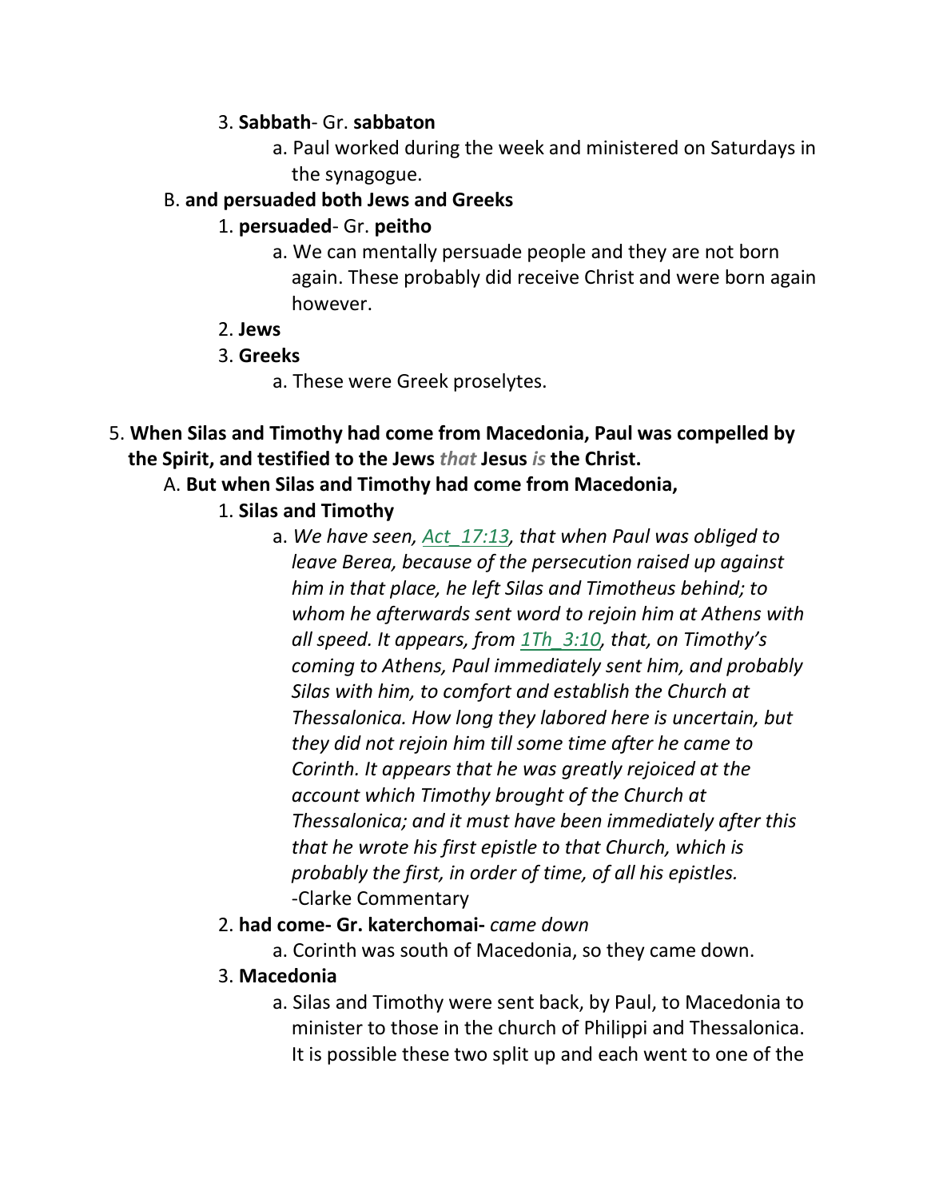3. **Sabbath**- Gr. **sabbaton**
    a. Paul worked during the week and ministered on Saturdays in the synagogue.

B. **and persuaded both Jews and Greeks**

1. **persuaded**- Gr. **peitho**
    a. We can mentally persuade people and they are not born again. These probably did receive Christ and were born again however.
2. **Jews**
3. **Greeks**
    a. These were Greek proselytes.

5. **When Silas and Timothy had come from Macedonia, Paul was compelled by the Spirit, and testified to the Jews *that* Jesus *is* the Christ.**

A. **But when Silas and Timothy had come from Macedonia,**

1. **Silas and Timothy**
    a. *We have seen, Act_17:13, that when Paul was obliged to leave Berea, because of the persecution raised up against him in that place, he left Silas and Timotheus behind; to whom he afterwards sent word to rejoin him at Athens with all speed. It appears, from 1Th_3:10, that, on Timothy's coming to Athens, Paul immediately sent him, and probably Silas with him, to comfort and establish the Church at Thessalonica. How long they labored here is uncertain, but they did not rejoin him till some time after he came to Corinth. It appears that he was greatly rejoiced at the account which Timothy brought of the Church at Thessalonica; and it must have been immediately after this that he wrote his first epistle to that Church, which is probably the first, in order of time, of all his epistles.* -Clarke Commentary
2. **had come- Gr. katerchomai-** *came down*
    a. Corinth was south of Macedonia, so they came down.
3. **Macedonia**
    a. Silas and Timothy were sent back, by Paul, to Macedonia to minister to those in the church of Philippi and Thessalonica. It is possible these two split up and each went to one of the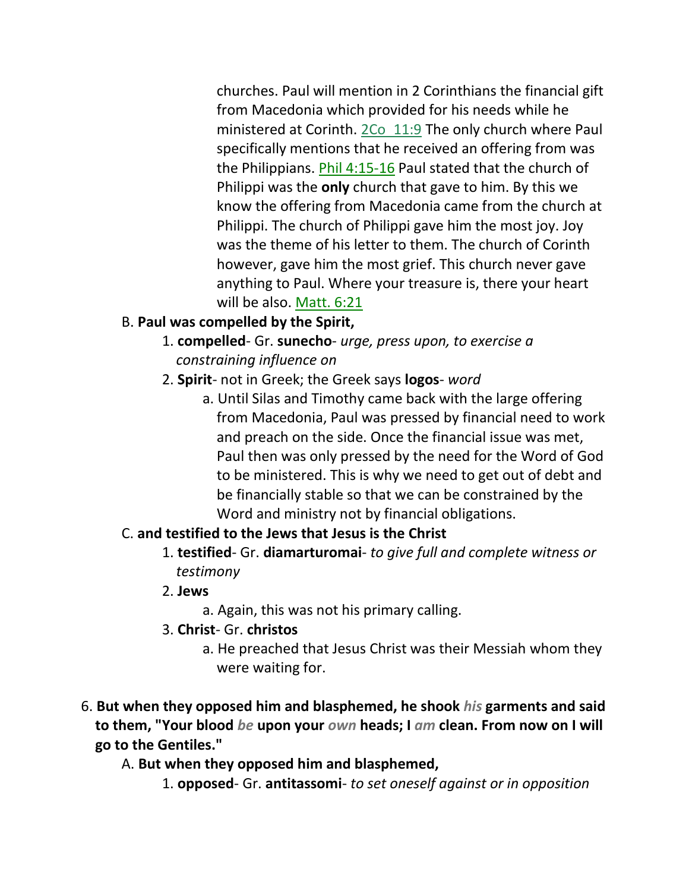churches. Paul will mention in 2 Corinthians the financial gift from Macedonia which provided for his needs while he ministered at Corinth. 2Co 11:9 The only church where Paul specifically mentions that he received an offering from was the Philippians. Phil 4:15-16 Paul stated that the church of Philippi was the **only** church that gave to him. By this we know the offering from Macedonia came from the church at Philippi. The church of Philippi gave him the most joy. Joy was the theme of his letter to them. The church of Corinth however, gave him the most grief. This church never gave anything to Paul. Where your treasure is, there your heart will be also. Matt. 6:21

B. **Paul was compelled by the Spirit,**

1. **compelled**- Gr. **sunecho**- *urge, press upon, to exercise a constraining influence on*
2. **Spirit**- not in Greek; the Greek says **logos**- *word*
   a. Until Silas and Timothy came back with the large offering from Macedonia, Paul was pressed by financial need to work and preach on the side. Once the financial issue was met, Paul then was only pressed by the need for the Word of God to be ministered. This is why we need to get out of debt and be financially stable so that we can be constrained by the Word and ministry not by financial obligations.

C. **and testified to the Jews that Jesus is the Christ**

1. **testified**- Gr. **diamarturomai**- *to give full and complete witness or testimony*
2. **Jews**
   a. Again, this was not his primary calling.
3. **Christ**- Gr. **christos**
   a. He preached that Jesus Christ was their Messiah whom they were waiting for.

6. **But when they opposed him and blasphemed, he shook** ***his*** **garments and said to them, "Your blood** ***be*** **upon your** ***own*** **heads; I** ***am*** **clean. From now on I will go to the Gentiles."**

A. **But when they opposed him and blasphemed,**

1. **opposed**- Gr. **antitassomi**- *to set oneself against or in opposition*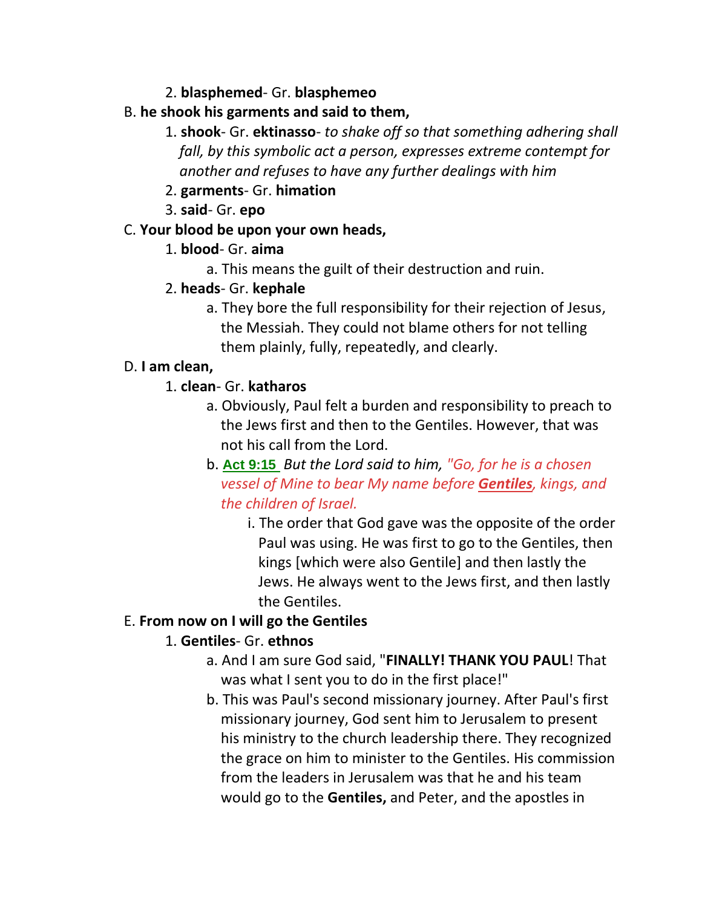2. **blasphemed**- Gr. **blasphemeo**

B. **he shook his garments and said to them,**

1. **shook**- Gr. **ektinasso**- *to shake off so that something adhering shall fall, by this symbolic act a person, expresses extreme contempt for another and refuses to have any further dealings with him*
2. **garments**- Gr. **himation**
3. **said**- Gr. **epo**

C. **Your blood be upon your own heads,**

1. **blood**- Gr. **aima**
   a. This means the guilt of their destruction and ruin.
2. **heads**- Gr. **kephale**
   a. They bore the full responsibility for their rejection of Jesus, the Messiah. They could not blame others for not telling them plainly, fully, repeatedly, and clearly.

D. **I am clean,**

1. **clean**- Gr. **katharos**
   a. Obviously, Paul felt a burden and responsibility to preach to the Jews first and then to the Gentiles. However, that was not his call from the Lord.
   b. **Act 9:15** *But the Lord said to him, "Go, for he is a chosen vessel of Mine to bear My name before **Gentiles**, kings, and the children of Israel.*
      i. The order that God gave was the opposite of the order Paul was using. He was first to go to the Gentiles, then kings [which were also Gentile] and then lastly the Jews. He always went to the Jews first, and then lastly the Gentiles.

E. **From now on I will go the Gentiles**

1. **Gentiles**- Gr. **ethnos**
   a. And I am sure God said, "**FINALLY! THANK YOU PAUL**! That was what I sent you to do in the first place!"
   b. This was Paul's second missionary journey. After Paul's first missionary journey, God sent him to Jerusalem to present his ministry to the church leadership there. They recognized the grace on him to minister to the Gentiles. His commission from the leaders in Jerusalem was that he and his team would go to the **Gentiles,** and Peter, and the apostles in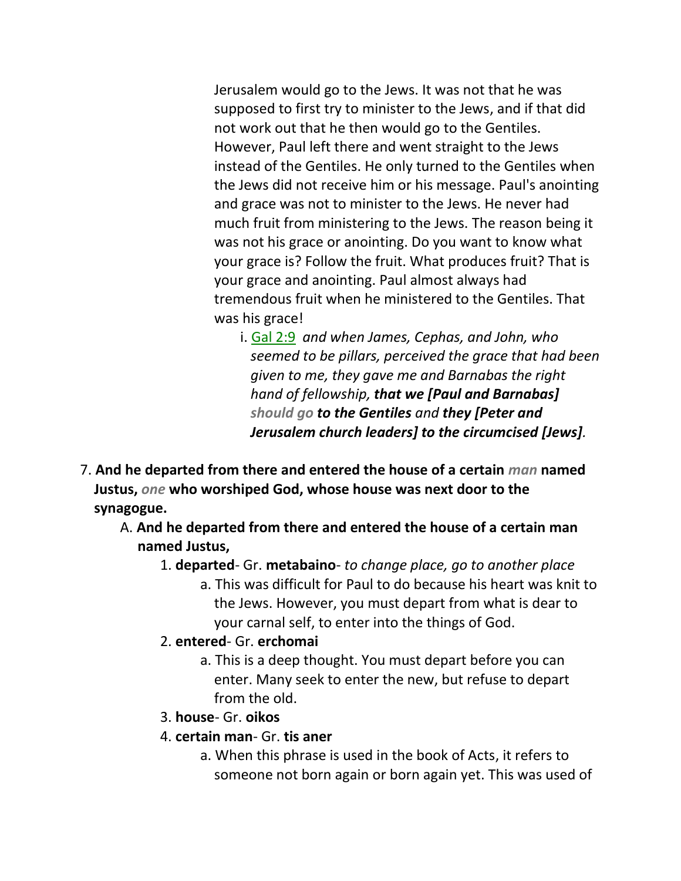Jerusalem would go to the Jews. It was not that he was supposed to first try to minister to the Jews, and if that did not work out that he then would go to the Gentiles. However, Paul left there and went straight to the Jews instead of the Gentiles. He only turned to the Gentiles when the Jews did not receive him or his message. Paul's anointing and grace was not to minister to the Jews. He never had much fruit from ministering to the Jews. The reason being it was not his grace or anointing. Do you want to know what your grace is? Follow the fruit. What produces fruit? That is your grace and anointing. Paul almost always had tremendous fruit when he ministered to the Gentiles. That was his grace!

i. Gal 2:9 *and when James, Cephas, and John, who seemed to be pillars, perceived the grace that had been given to me, they gave me and Barnabas the right hand of fellowship,* ***that we [Paul and Barnabas]*** *should go* ***to the Gentiles*** *and* ***they [Peter and Jerusalem church leaders] to the circumcised [Jews]****.*

7. **And he departed from there and entered the house of a certain** *man* **named Justus,** *one* **who worshiped God, whose house was next door to the synagogue.**

   A. **And he departed from there and entered the house of a certain man named Justus,**

      1. **departed**- Gr. **metabaino**- *to change place, go to another place*

         a. This was difficult for Paul to do because his heart was knit to the Jews. However, you must depart from what is dear to your carnal self, to enter into the things of God.

      2. **entered**- Gr. **erchomai**

         a. This is a deep thought. You must depart before you can enter. Many seek to enter the new, but refuse to depart from the old.

      3. **house**- Gr. **oikos**

      4. **certain man**- Gr. **tis aner**

         a. When this phrase is used in the book of Acts, it refers to someone not born again or born again yet. This was used of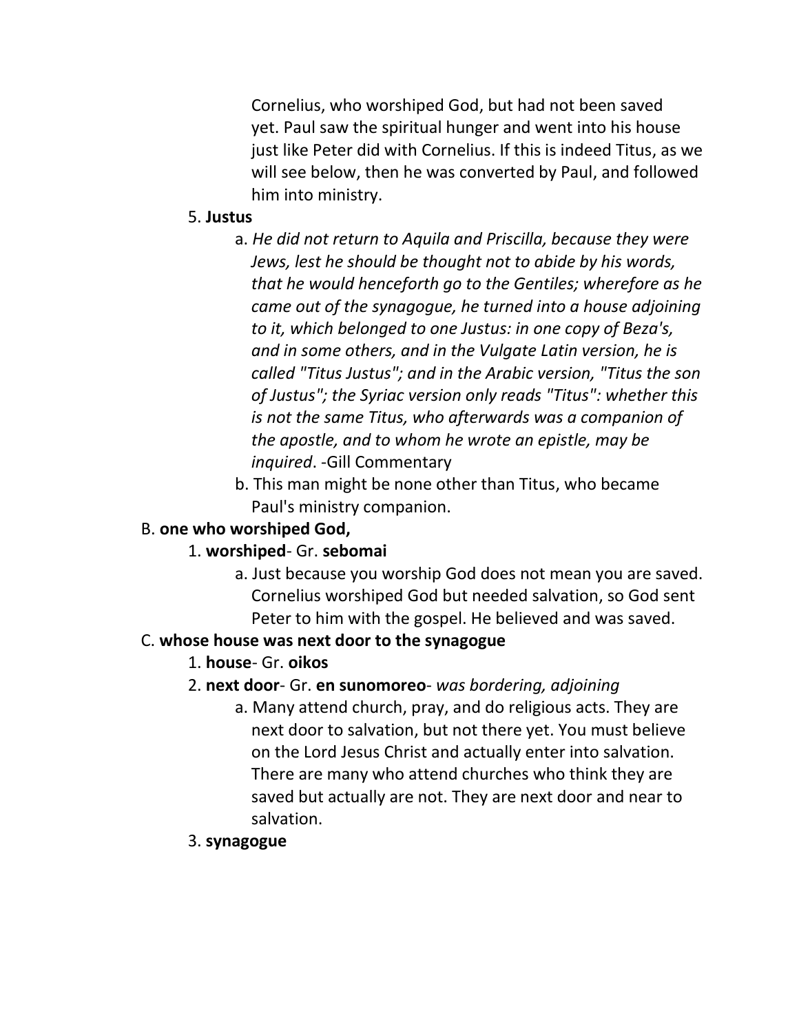Cornelius, who worshiped God, but had not been saved yet. Paul saw the spiritual hunger and went into his house just like Peter did with Cornelius. If this is indeed Titus, as we will see below, then he was converted by Paul, and followed him into ministry.

5. **Justus**
    a. *He did not return to Aquila and Priscilla, because they were Jews, lest he should be thought not to abide by his words, that he would henceforth go to the Gentiles; wherefore as he came out of the synagogue, he turned into a house adjoining to it, which belonged to one Justus: in one copy of Beza's, and in some others, and in the Vulgate Latin version, he is called "Titus Justus"; and in the Arabic version, "Titus the son of Justus"; the Syriac version only reads "Titus": whether this is not the same Titus, who afterwards was a companion of the apostle, and to whom he wrote an epistle, may be inquired*. -Gill Commentary
    b. This man might be none other than Titus, who became Paul's ministry companion.

B. **one who worshiped God,**
1. **worshiped**- Gr. **sebomai**
    a. Just because you worship God does not mean you are saved. Cornelius worshiped God but needed salvation, so God sent Peter to him with the gospel. He believed and was saved.

C. **whose house was next door to the synagogue**
1. **house**- Gr. **oikos**
2. **next door**- Gr. **en sunomoreo**- *was bordering, adjoining*
    a. Many attend church, pray, and do religious acts. They are next door to salvation, but not there yet. You must believe on the Lord Jesus Christ and actually enter into salvation. There are many who attend churches who think they are saved but actually are not. They are next door and near to salvation.
3. **synagogue**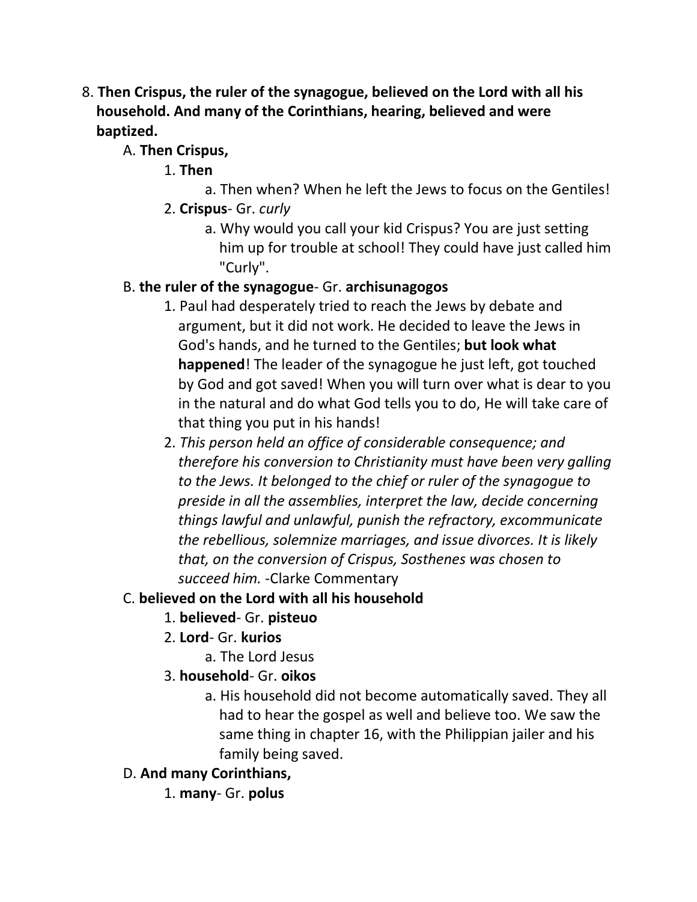8. **Then Crispus, the ruler of the synagogue, believed on the Lord with all his household. And many of the Corinthians, hearing, believed and were baptized.**

   A. **Then Crispus,**

      1. **Then**

         a. Then when? When he left the Jews to focus on the Gentiles!

      2. **Crispus**- Gr. *curly*

         a. Why would you call your kid Crispus? You are just setting him up for trouble at school! They could have just called him "Curly".

   B. **the ruler of the synagogue**- Gr. **archisunagogos**

      1. Paul had desperately tried to reach the Jews by debate and argument, but it did not work. He decided to leave the Jews in God's hands, and he turned to the Gentiles; **but look what happened**! The leader of the synagogue he just left, got touched by God and got saved! When you will turn over what is dear to you in the natural and do what God tells you to do, He will take care of that thing you put in his hands!

      2. *This person held an office of considerable consequence; and therefore his conversion to Christianity must have been very galling to the Jews. It belonged to the chief or ruler of the synagogue to preside in all the assemblies, interpret the law, decide concerning things lawful and unlawful, punish the refractory, excommunicate the rebellious, solemnize marriages, and issue divorces. It is likely that, on the conversion of Crispus, Sosthenes was chosen to succeed him.* -Clarke Commentary

   C. **believed on the Lord with all his household**

      1. **believed**- Gr. **pisteuo**

      2. **Lord**- Gr. **kurios**

         a. The Lord Jesus

      3. **household**- Gr. **oikos**

         a. His household did not become automatically saved. They all had to hear the gospel as well and believe too. We saw the same thing in chapter 16, with the Philippian jailer and his family being saved.

   D. **And many Corinthians,**

      1. **many**- Gr. **polus**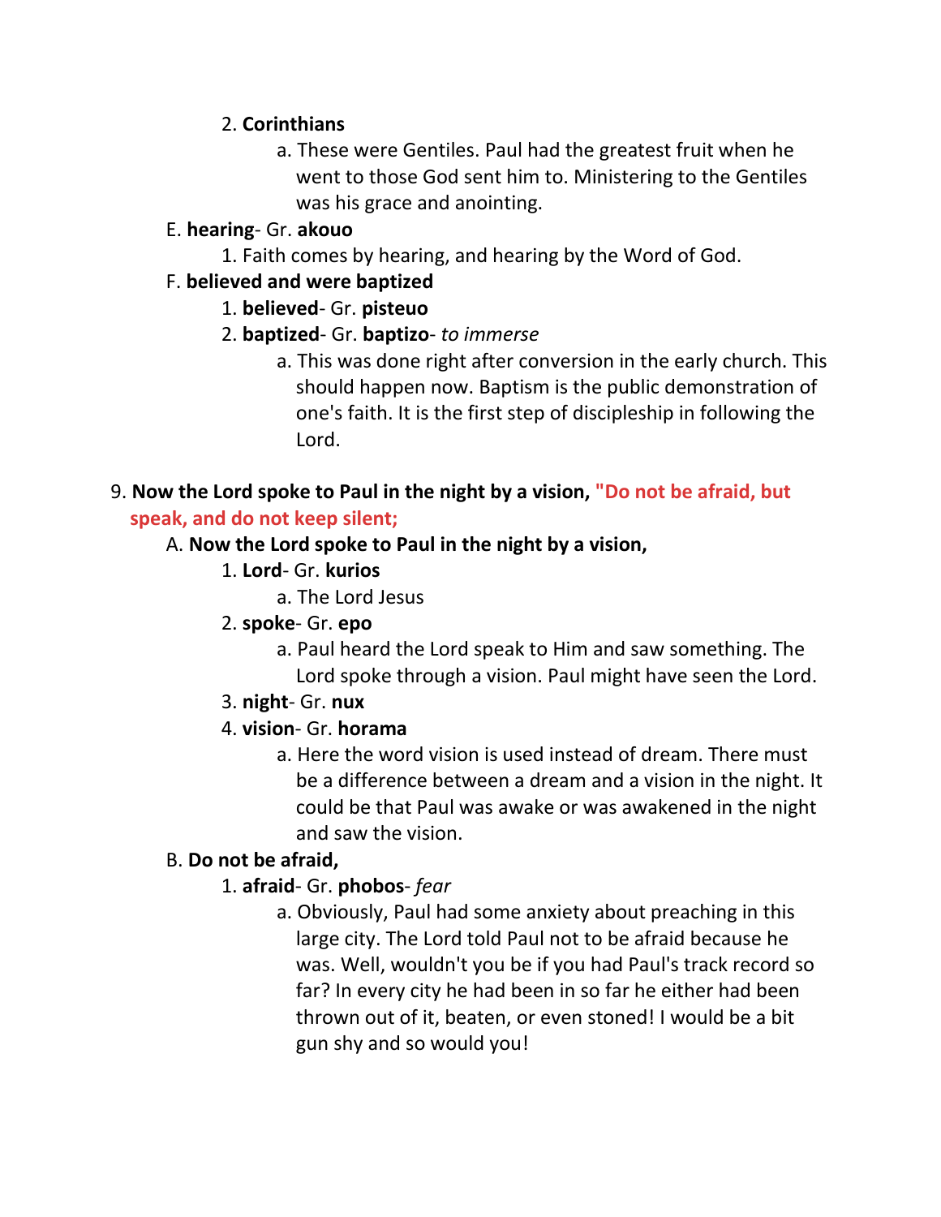2. **Corinthians**
    a. These were Gentiles. Paul had the greatest fruit when he went to those God sent him to. Ministering to the Gentiles was his grace and anointing.

E. **hearing**- Gr. **akouo**
  1. Faith comes by hearing, and hearing by the Word of God.

F. **believed and were baptized**
  1. **believed**- Gr. **pisteuo**
  2. **baptized**- Gr. **baptizo**- *to immerse*
    a. This was done right after conversion in the early church. This should happen now. Baptism is the public demonstration of one's faith. It is the first step of discipleship in following the Lord.

9. **Now the Lord spoke to Paul in the night by a vision, "Do not be afraid, but speak, and do not keep silent;**

A. **Now the Lord spoke to Paul in the night by a vision,**
  1. **Lord**- Gr. **kurios**
    a. The Lord Jesus
  2. **spoke**- Gr. **epo**
    a. Paul heard the Lord speak to Him and saw something. The Lord spoke through a vision. Paul might have seen the Lord.
  3. **night**- Gr. **nux**
  4. **vision**- Gr. **horama**
    a. Here the word vision is used instead of dream. There must be a difference between a dream and a vision in the night. It could be that Paul was awake or was awakened in the night and saw the vision.

B. **Do not be afraid,**
  1. **afraid**- Gr. **phobos**- *fear*
    a. Obviously, Paul had some anxiety about preaching in this large city. The Lord told Paul not to be afraid because he was. Well, wouldn't you be if you had Paul's track record so far? In every city he had been in so far he either had been thrown out of it, beaten, or even stoned! I would be a bit gun shy and so would you!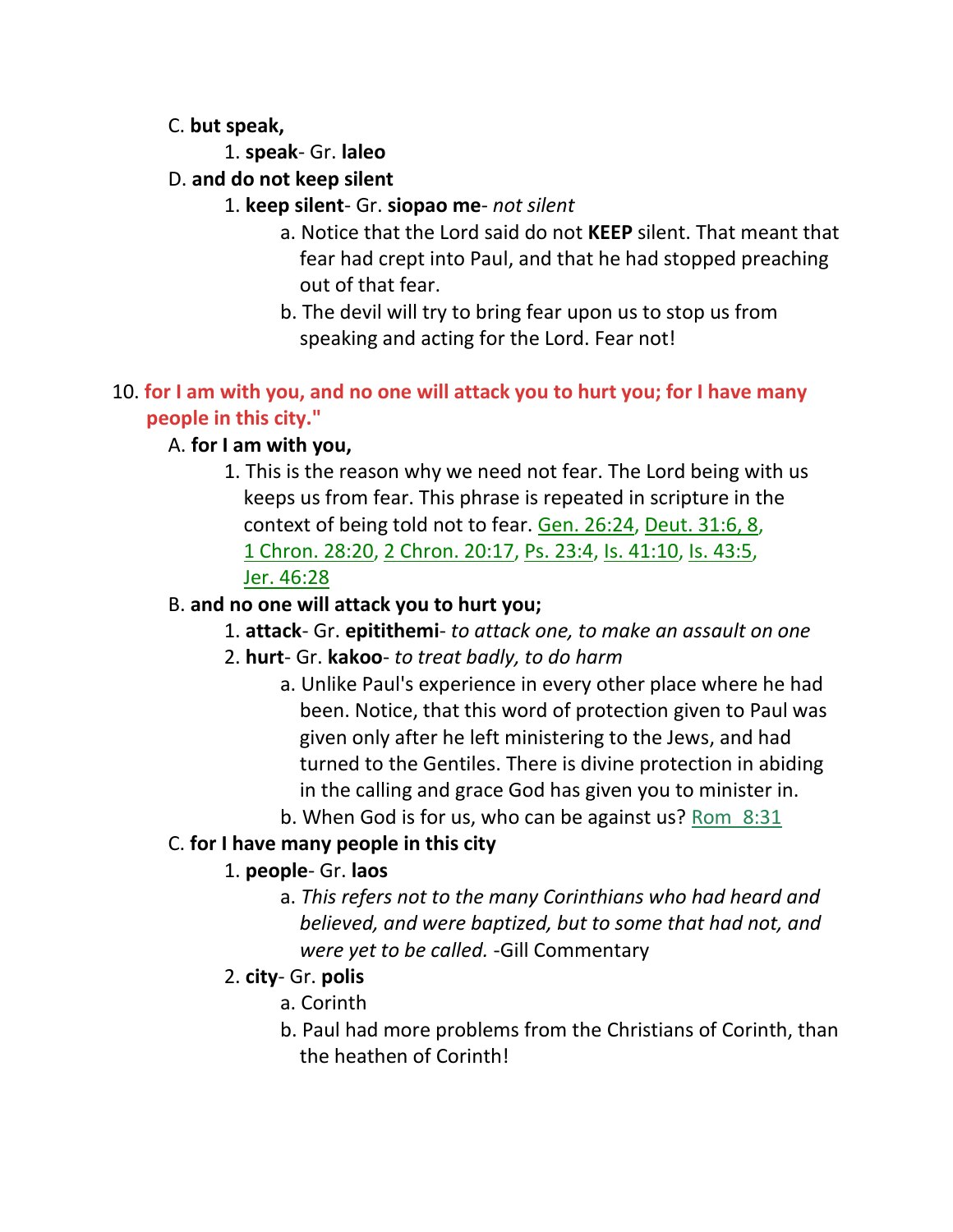C. **but speak,**

1. **speak**- Gr. **laleo**

D. **and do not keep silent**

1. **keep silent**- Gr. **siopao me**- *not silent*
   a. Notice that the Lord said do not **KEEP** silent. That meant that fear had crept into Paul, and that he had stopped preaching out of that fear.
   b. The devil will try to bring fear upon us to stop us from speaking and acting for the Lord. Fear not!

10. **for I am with you, and no one will attack you to hurt you; for I have many people in this city."**

A. **for I am with you,**

1. This is the reason why we need not fear. The Lord being with us keeps us from fear. This phrase is repeated in scripture in the context of being told not to fear. Gen. 26:24, Deut. 31:6, 8, 1 Chron. 28:20, 2 Chron. 20:17, Ps. 23:4, Is. 41:10, Is. 43:5, Jer. 46:28

B. **and no one will attack you to hurt you;**

1. **attack**- Gr. **epitithemi**- *to attack one, to make an assault on one*
2. **hurt**- Gr. **kakoo**- *to treat badly, to do harm*
   a. Unlike Paul's experience in every other place where he had been. Notice, that this word of protection given to Paul was given only after he left ministering to the Jews, and had turned to the Gentiles. There is divine protection in abiding in the calling and grace God has given you to minister in.
   b. When God is for us, who can be against us? Rom 8:31

C. **for I have many people in this city**

1. **people**- Gr. **laos**
   a. *This refers not to the many Corinthians who had heard and believed, and were baptized, but to some that had not, and were yet to be called.* -Gill Commentary
2. **city**- Gr. **polis**
   a. Corinth
   b. Paul had more problems from the Christians of Corinth, than the heathen of Corinth!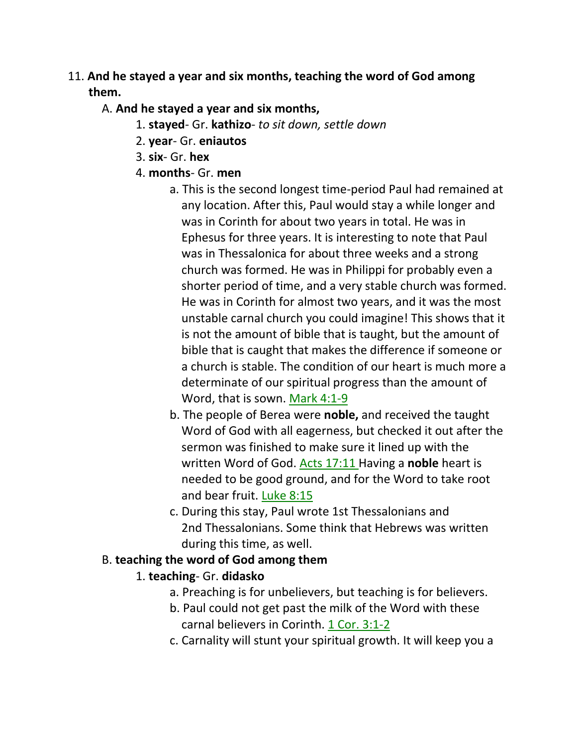11. **And he stayed a year and six months, teaching the word of God among them.**

   A. **And he stayed a year and six months,**

      1. **stayed**- Gr. **kathizo**- *to sit down, settle down*
      2. **year**- Gr. **eniautos**
      3. **six**- Gr. **hex**
      4. **months**- Gr. **men**

         a. This is the second longest time-period Paul had remained at any location. After this, Paul would stay a while longer and was in Corinth for about two years in total. He was in Ephesus for three years. It is interesting to note that Paul was in Thessalonica for about three weeks and a strong church was formed. He was in Philippi for probably even a shorter period of time, and a very stable church was formed. He was in Corinth for almost two years, and it was the most unstable carnal church you could imagine! This shows that it is not the amount of bible that is taught, but the amount of bible that is caught that makes the difference if someone or a church is stable. The condition of our heart is much more a determinate of our spiritual progress than the amount of Word, that is sown. Mark 4:1-9

         b. The people of Berea were **noble,** and received the taught Word of God with all eagerness, but checked it out after the sermon was finished to make sure it lined up with the written Word of God. Acts 17:11 Having a **noble** heart is needed to be good ground, and for the Word to take root and bear fruit. Luke 8:15

         c. During this stay, Paul wrote 1st Thessalonians and 2nd Thessalonians. Some think that Hebrews was written during this time, as well.

   B. **teaching the word of God among them**

      1. **teaching**- Gr. **didasko**

         a. Preaching is for unbelievers, but teaching is for believers.

         b. Paul could not get past the milk of the Word with these carnal believers in Corinth. 1 Cor. 3:1-2

         c. Carnality will stunt your spiritual growth. It will keep you a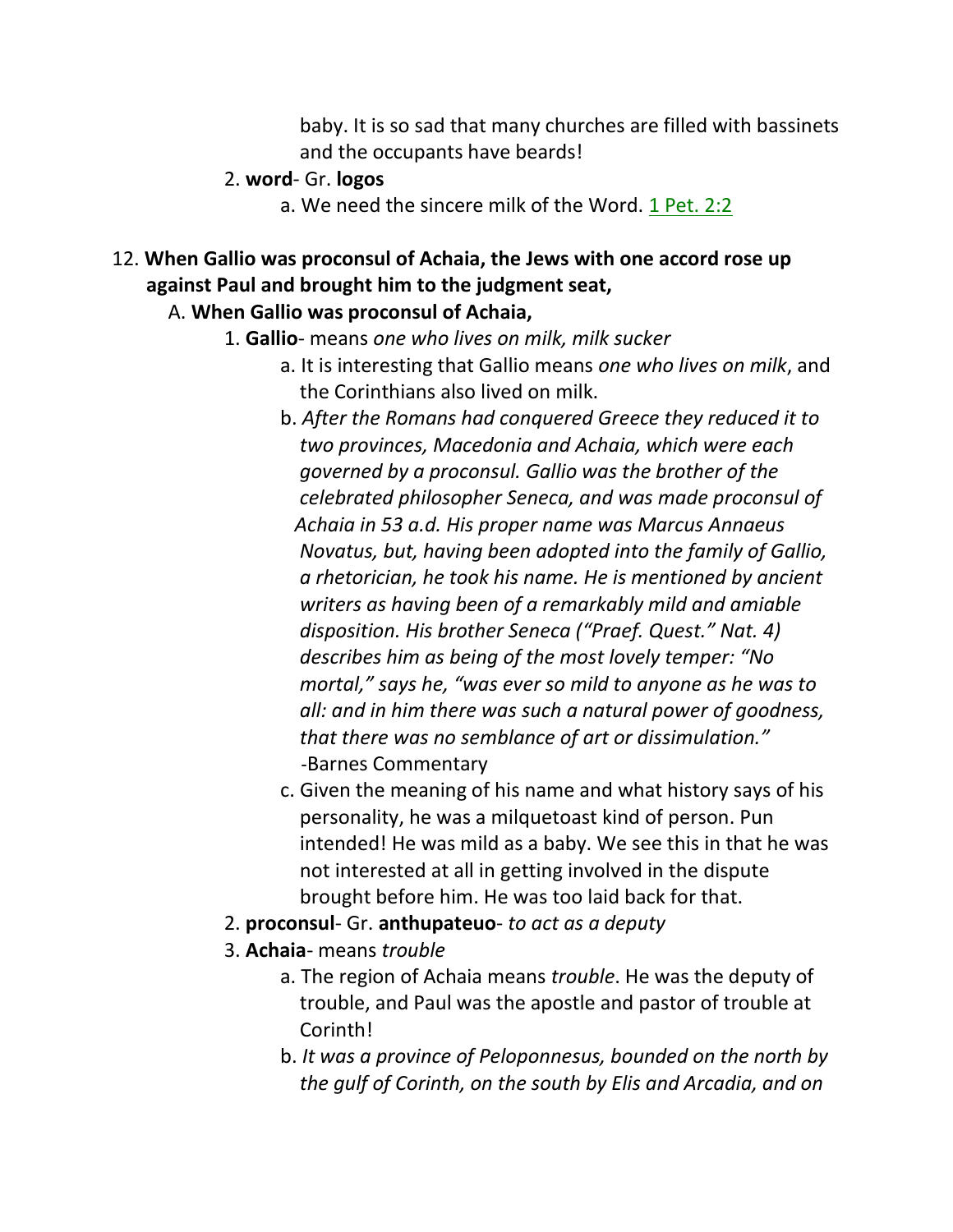baby. It is so sad that many churches are filled with bassinets and the occupants have beards!

2. **word**- Gr. **logos**
   a. We need the sincere milk of the Word. 1 Pet. 2:2

12. **When Gallio was proconsul of Achaia, the Jews with one accord rose up against Paul and brought him to the judgment seat,**

   A. **When Gallio was proconsul of Achaia,**

   1. **Gallio**- means *one who lives on milk, milk sucker*
      a. It is interesting that Gallio means *one who lives on milk*, and the Corinthians also lived on milk.
      b. *After the Romans had conquered Greece they reduced it to two provinces, Macedonia and Achaia, which were each governed by a proconsul. Gallio was the brother of the celebrated philosopher Seneca, and was made proconsul of Achaia in 53 a.d. His proper name was Marcus Annaeus Novatus, but, having been adopted into the family of Gallio, a rhetorician, he took his name. He is mentioned by ancient writers as having been of a remarkably mild and amiable disposition. His brother Seneca ("Praef. Quest." Nat. 4) describes him as being of the most lovely temper: "No mortal," says he, "was ever so mild to anyone as he was to all: and in him there was such a natural power of goodness, that there was no semblance of art or dissimulation."* -Barnes Commentary
      c. Given the meaning of his name and what history says of his personality, he was a milquetoast kind of person. Pun intended! He was mild as a baby. We see this in that he was not interested at all in getting involved in the dispute brought before him. He was too laid back for that.
   2. **proconsul**- Gr. **anthupateuo**- *to act as a deputy*
   3. **Achaia**- means *trouble*
      a. The region of Achaia means *trouble*. He was the deputy of trouble, and Paul was the apostle and pastor of trouble at Corinth!
      b. *It was a province of Peloponnesus, bounded on the north by the gulf of Corinth, on the south by Elis and Arcadia, and on*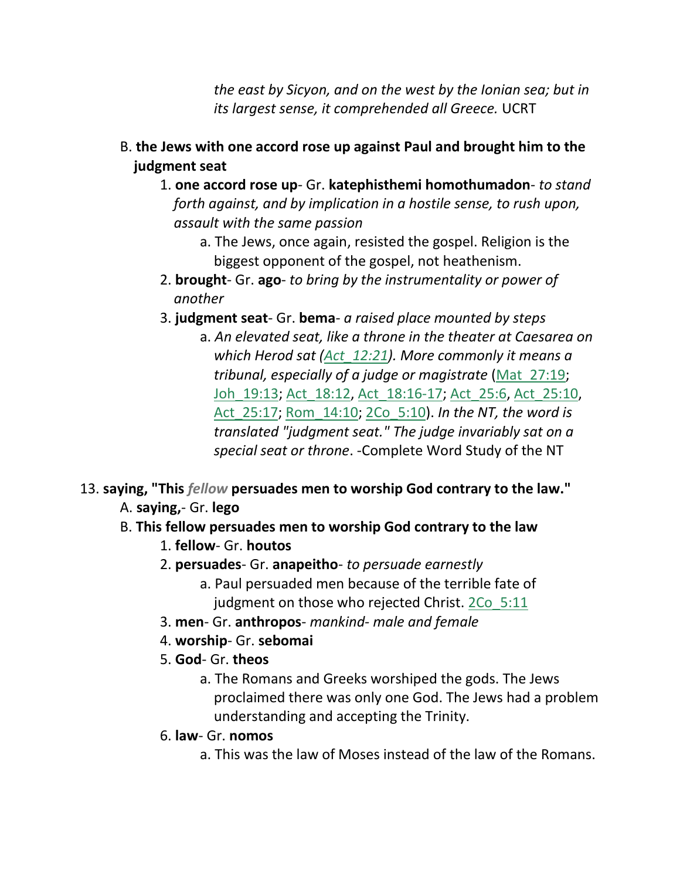*the east by Sicyon, and on the west by the Ionian sea; but in its largest sense, it comprehended all Greece.* UCRT

B. **the Jews with one accord rose up against Paul and brought him to the judgment seat**

1. **one accord rose up**- Gr. **katephisthemi homothumadon**- *to stand forth against, and by implication in a hostile sense, to rush upon, assault with the same passion*
    a. The Jews, once again, resisted the gospel. Religion is the biggest opponent of the gospel, not heathenism.
2. **brought**- Gr. **ago**- *to bring by the instrumentality or power of another*
3. **judgment seat**- Gr. **bema**- *a raised place mounted by steps*
    a. *An elevated seat, like a throne in the theater at Caesarea on which Herod sat (Act_12:21). More commonly it means a tribunal, especially of a judge or magistrate* (Mat_27:19; Joh_19:13; Act_18:12, Act_18:16-17; Act_25:6, Act_25:10, Act_25:17; Rom_14:10; 2Co_5:10). *In the NT, the word is translated "judgment seat." The judge invariably sat on a special seat or throne*. -Complete Word Study of the NT

13. **saying, "This *fellow* persuades men to worship God contrary to the law."**

A. **saying,**- Gr. **lego**

B. **This fellow persuades men to worship God contrary to the law**

1. **fellow**- Gr. **houtos**
2. **persuades**- Gr. **anapeitho**- *to persuade earnestly*
    a. Paul persuaded men because of the terrible fate of judgment on those who rejected Christ. 2Co_5:11
3. **men**- Gr. **anthropos**- *mankind- male and female*
4. **worship**- Gr. **sebomai**
5. **God**- Gr. **theos**
    a. The Romans and Greeks worshiped the gods. The Jews proclaimed there was only one God. The Jews had a problem understanding and accepting the Trinity.
6. **law**- Gr. **nomos**
    a. This was the law of Moses instead of the law of the Romans.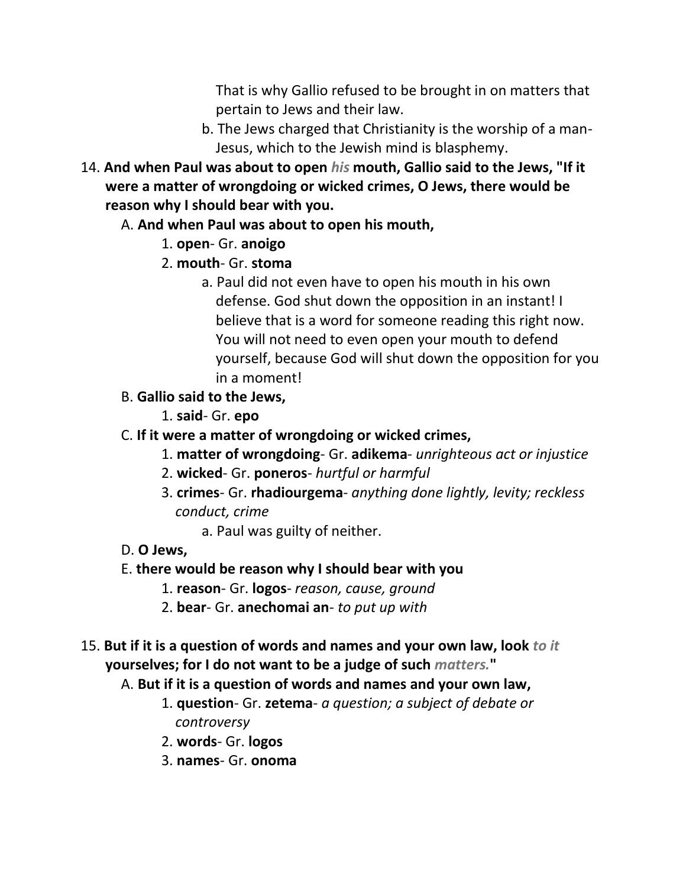That is why Gallio refused to be brought in on matters that pertain to Jews and their law.

b. The Jews charged that Christianity is the worship of a man- Jesus, which to the Jewish mind is blasphemy.

14. **And when Paul was about to open *his* mouth, Gallio said to the Jews, "If it were a matter of wrongdoing or wicked crimes, O Jews, there would be reason why I should bear with you.**

   A. **And when Paul was about to open his mouth,**

      1. **open**- Gr. **anoigo**
      2. **mouth**- Gr. **stoma**

         a. Paul did not even have to open his mouth in his own defense. God shut down the opposition in an instant! I believe that is a word for someone reading this right now. You will not need to even open your mouth to defend yourself, because God will shut down the opposition for you in a moment!

   B. **Gallio said to the Jews,**

      1. **said**- Gr. **epo**

   C. **If it were a matter of wrongdoing or wicked crimes,**

      1. **matter of wrongdoing**- Gr. **adikema**- *unrighteous act or injustice*
      2. **wicked**- Gr. **poneros**- *hurtful or harmful*
      3. **crimes**- Gr. **rhadiourgema**- *anything done lightly, levity; reckless conduct, crime*

         a. Paul was guilty of neither.

   D. **O Jews,**

   E. **there would be reason why I should bear with you**

      1. **reason**- Gr. **logos**- *reason, cause, ground*
      2. **bear**- Gr. **anechomai an**- *to put up with*

15. **But if it is a question of words and names and your own law, look *to it* yourselves; for I do not want to be a judge of such *matters.*"**

   A. **But if it is a question of words and names and your own law,**

      1. **question**- Gr. **zetema**- *a question; a subject of debate or controversy*
      2. **words**- Gr. **logos**
      3. **names**- Gr. **onoma**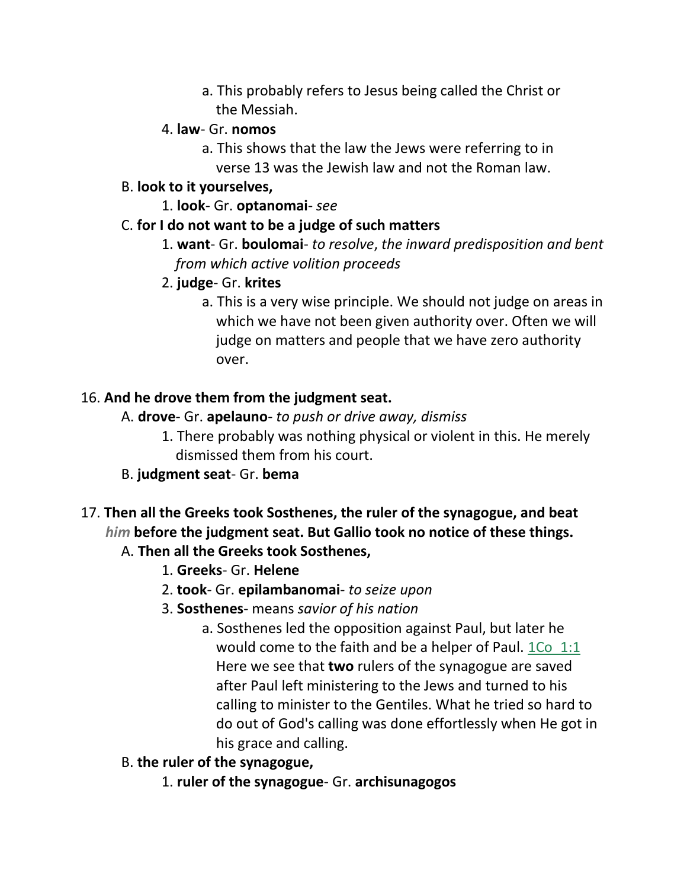a. This probably refers to Jesus being called the Christ or the Messiah.

4. **law**- Gr. **nomos**

a. This shows that the law the Jews were referring to in verse 13 was the Jewish law and not the Roman law.

B. **look to it yourselves,**

1. **look**- Gr. **optanomai**- *see*

C. **for I do not want to be a judge of such matters**

1. **want**- Gr. **boulomai**- *to resolve*, *the inward predisposition and bent from which active volition proceeds*

2. **judge**- Gr. **krites**

a. This is a very wise principle. We should not judge on areas in which we have not been given authority over. Often we will judge on matters and people that we have zero authority over.

16. **And he drove them from the judgment seat.**

A. **drove**- Gr. **apelauno**- *to push or drive away, dismiss*

1. There probably was nothing physical or violent in this. He merely dismissed them from his court.

B. **judgment seat**- Gr. **bema**

17. **Then all the Greeks took Sosthenes, the ruler of the synagogue, and beat** ***him*** **before the judgment seat. But Gallio took no notice of these things.**

A. **Then all the Greeks took Sosthenes,**

1. **Greeks**- Gr. **Helene**

2. **took**- Gr. **epilambanomai**- *to seize upon*

3. **Sosthenes**- means *savior of his nation*

a. Sosthenes led the opposition against Paul, but later he would come to the faith and be a helper of Paul. 1Co 1:1 Here we see that **two** rulers of the synagogue are saved after Paul left ministering to the Jews and turned to his calling to minister to the Gentiles. What he tried so hard to do out of God's calling was done effortlessly when He got in his grace and calling.

B. **the ruler of the synagogue,**

1. **ruler of the synagogue**- Gr. **archisunagogos**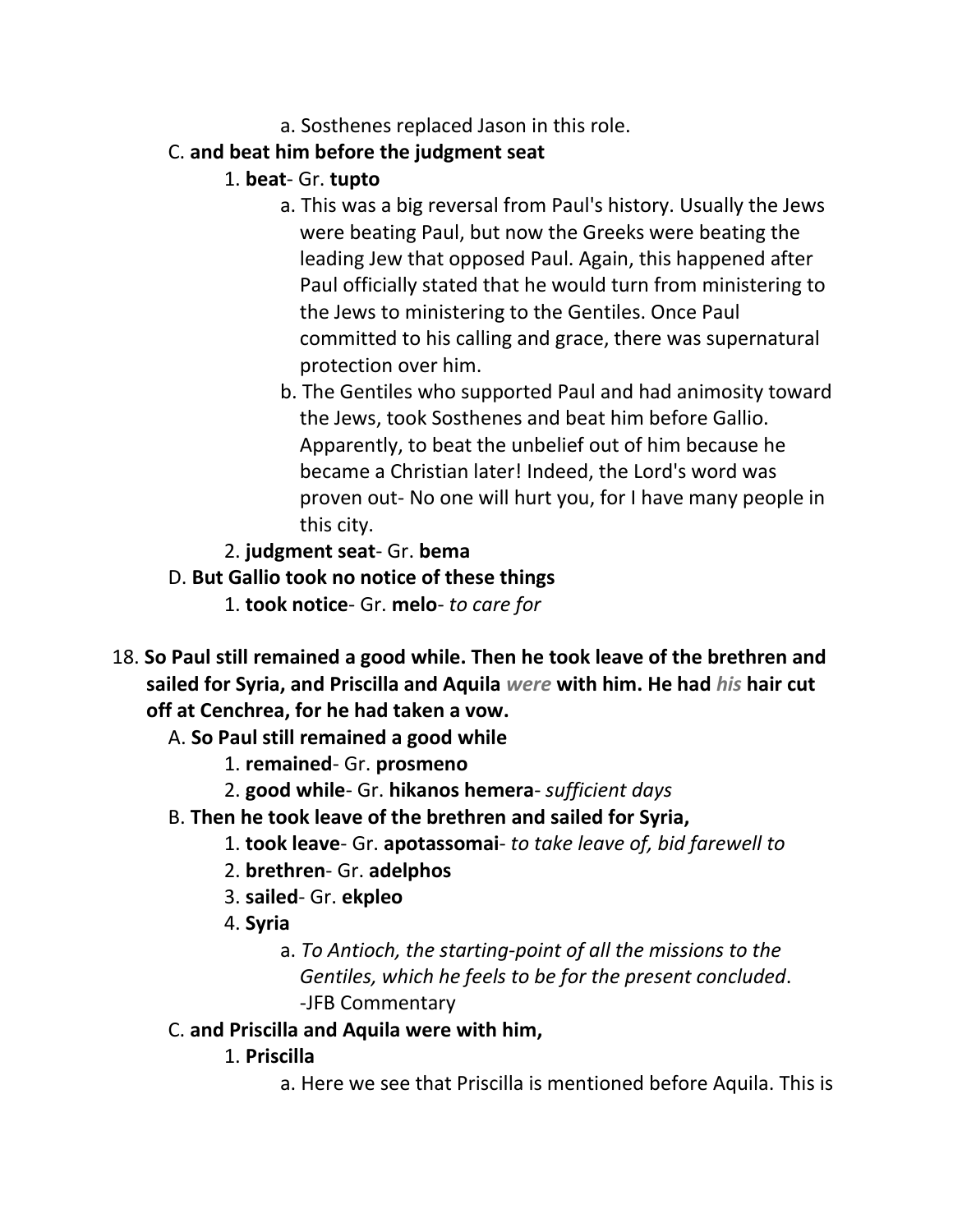a. Sosthenes replaced Jason in this role.

C. **and beat him before the judgment seat**

1. **beat**- Gr. **tupto**

a. This was a big reversal from Paul's history. Usually the Jews were beating Paul, but now the Greeks were beating the leading Jew that opposed Paul. Again, this happened after Paul officially stated that he would turn from ministering to the Jews to ministering to the Gentiles. Once Paul committed to his calling and grace, there was supernatural protection over him.

b. The Gentiles who supported Paul and had animosity toward the Jews, took Sosthenes and beat him before Gallio. Apparently, to beat the unbelief out of him because he became a Christian later! Indeed, the Lord's word was proven out- No one will hurt you, for I have many people in this city.

2. **judgment seat**- Gr. **bema**

D. **But Gallio took no notice of these things**

1. **took notice**- Gr. **melo**- *to care for*

18. **So Paul still remained a good while. Then he took leave of the brethren and sailed for Syria, and Priscilla and Aquila *were* with him. He had *his* hair cut off at Cenchrea, for he had taken a vow.**

A. **So Paul still remained a good while**

1. **remained**- Gr. **prosmeno**

2. **good while**- Gr. **hikanos hemera**- *sufficient days*

B. **Then he took leave of the brethren and sailed for Syria,**

1. **took leave**- Gr. **apotassomai**- *to take leave of, bid farewell to*

2. **brethren**- Gr. **adelphos**

3. **sailed**- Gr. **ekpleo**

4. **Syria**

a. *To Antioch, the starting-point of all the missions to the Gentiles, which he feels to be for the present concluded*. -JFB Commentary

C. **and Priscilla and Aquila were with him,**

1. **Priscilla**

a. Here we see that Priscilla is mentioned before Aquila. This is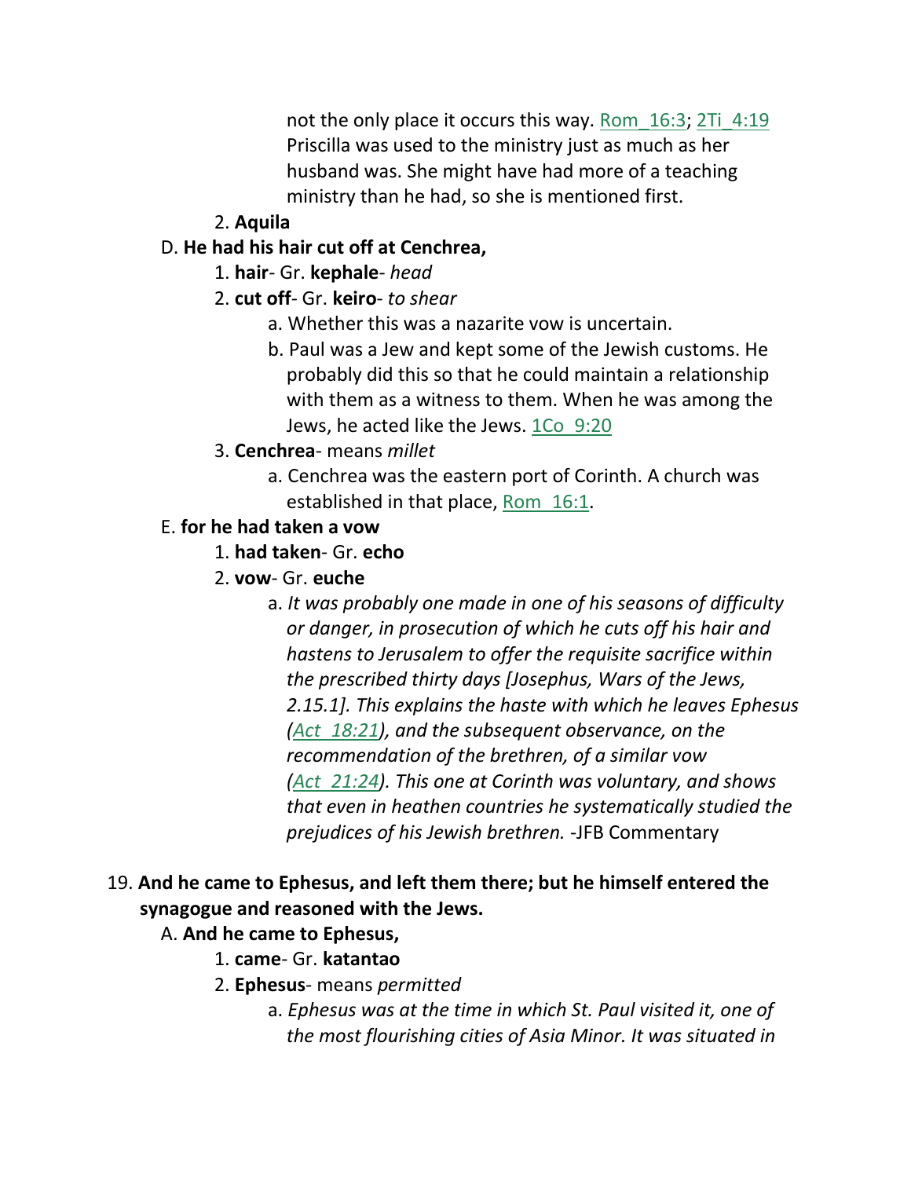not the only place it occurs this way. Rom_16:3; 2Ti_4:19 Priscilla was used to the ministry just as much as her husband was. She might have had more of a teaching ministry than he had, so she is mentioned first.

2. **Aquila**

D. **He had his hair cut off at Cenchrea,**

1. **hair**- Gr. **kephale**- *head*
2. **cut off**- Gr. **keiro**- *to shear*
   a. Whether this was a nazarite vow is uncertain.
   b. Paul was a Jew and kept some of the Jewish customs. He probably did this so that he could maintain a relationship with them as a witness to them. When he was among the Jews, he acted like the Jews. 1Co_9:20
3. **Cenchrea**- means *millet*
   a. Cenchrea was the eastern port of Corinth. A church was established in that place, Rom_16:1.

E. **for he had taken a vow**

1. **had taken**- Gr. **echo**
2. **vow**- Gr. **euche**
   a. *It was probably one made in one of his seasons of difficulty or danger, in prosecution of which he cuts off his hair and hastens to Jerusalem to offer the requisite sacrifice within the prescribed thirty days [Josephus, Wars of the Jews, 2.15.1]. This explains the haste with which he leaves Ephesus (Act_18:21), and the subsequent observance, on the recommendation of the brethren, of a similar vow (Act_21:24). This one at Corinth was voluntary, and shows that even in heathen countries he systematically studied the prejudices of his Jewish brethren.* -JFB Commentary

19. **And he came to Ephesus, and left them there; but he himself entered the synagogue and reasoned with the Jews.**

A. **And he came to Ephesus,**

1. **came**- Gr. **katantao**
2. **Ephesus**- means *permitted*
   a. *Ephesus was at the time in which St. Paul visited it, one of the most flourishing cities of Asia Minor. It was situated in*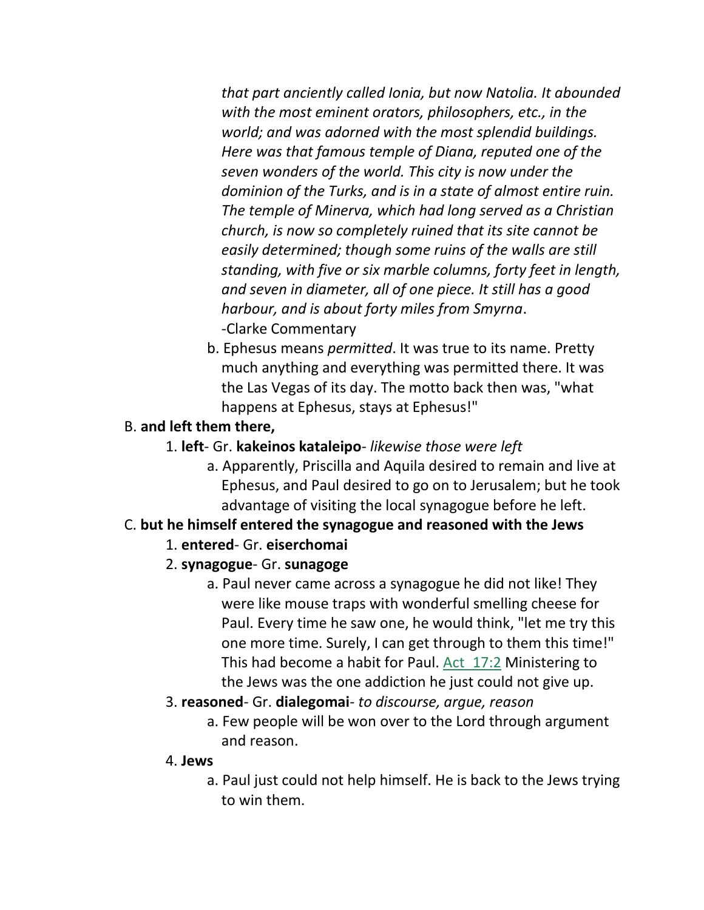*that part anciently called Ionia, but now Natolia. It abounded with the most eminent orators, philosophers, etc., in the world; and was adorned with the most splendid buildings. Here was that famous temple of Diana, reputed one of the seven wonders of the world. This city is now under the dominion of the Turks, and is in a state of almost entire ruin. The temple of Minerva, which had long served as a Christian church, is now so completely ruined that its site cannot be easily determined; though some ruins of the walls are still standing, with five or six marble columns, forty feet in length, and seven in diameter, all of one piece. It still has a good harbour, and is about forty miles from Smyrna*. -Clarke Commentary

b. Ephesus means *permitted*. It was true to its name. Pretty much anything and everything was permitted there. It was the Las Vegas of its day. The motto back then was, "what happens at Ephesus, stays at Ephesus!"

B. **and left them there,**

1. **left**- Gr. **kakeinos kataleipo**- *likewise those were left*

a. Apparently, Priscilla and Aquila desired to remain and live at Ephesus, and Paul desired to go on to Jerusalem; but he took advantage of visiting the local synagogue before he left.

C. **but he himself entered the synagogue and reasoned with the Jews**

1. **entered**- Gr. **eiserchomai**

2. **synagogue**- Gr. **sunagoge**

a. Paul never came across a synagogue he did not like! They were like mouse traps with wonderful smelling cheese for Paul. Every time he saw one, he would think, "let me try this one more time. Surely, I can get through to them this time!" This had become a habit for Paul. Act 17:2 Ministering to the Jews was the one addiction he just could not give up.

3. **reasoned**- Gr. **dialegomai**- *to discourse, argue, reason*

a. Few people will be won over to the Lord through argument and reason.

4. **Jews**

a. Paul just could not help himself. He is back to the Jews trying to win them.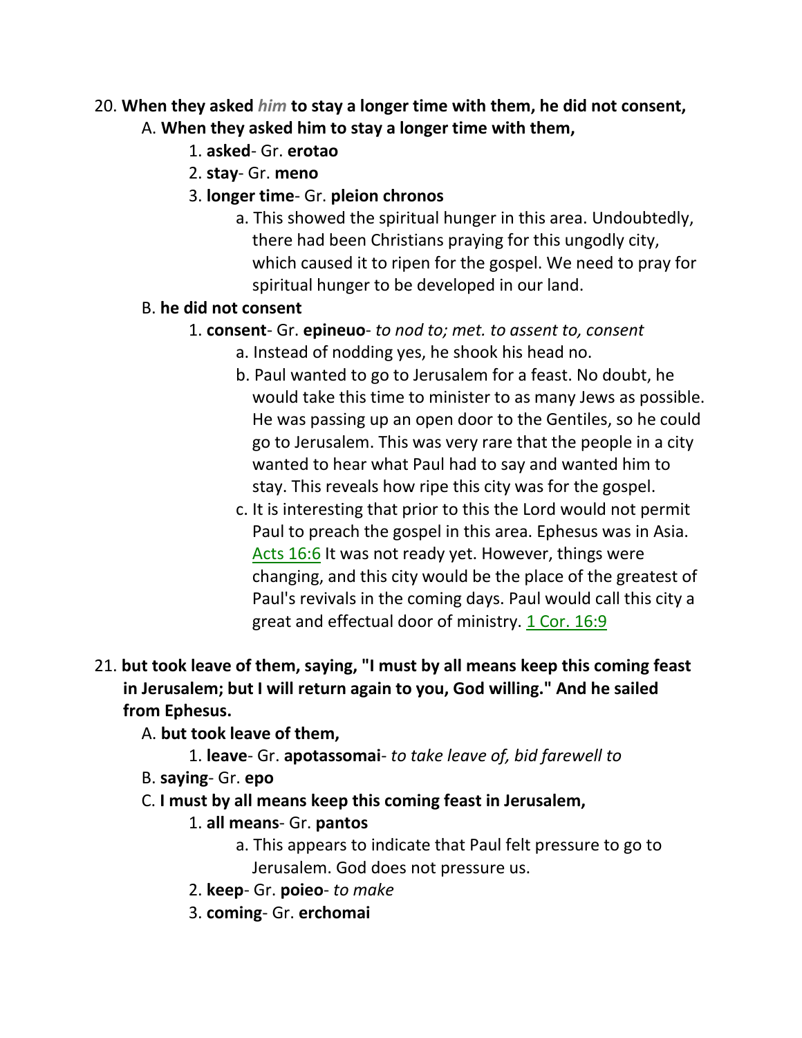20. **When they asked *him* to stay a longer time with them, he did not consent,**

   A. **When they asked him to stay a longer time with them,**

      1. **asked**- Gr. **erotao**

      2. **stay**- Gr. **meno**

      3. **longer time**- Gr. **pleion chronos**

         a. This showed the spiritual hunger in this area. Undoubtedly, there had been Christians praying for this ungodly city, which caused it to ripen for the gospel. We need to pray for spiritual hunger to be developed in our land.

   B. **he did not consent**

      1. **consent**- Gr. **epineuo**- *to nod to; met. to assent to, consent*

         a. Instead of nodding yes, he shook his head no.

         b. Paul wanted to go to Jerusalem for a feast. No doubt, he would take this time to minister to as many Jews as possible. He was passing up an open door to the Gentiles, so he could go to Jerusalem. This was very rare that the people in a city wanted to hear what Paul had to say and wanted him to stay. This reveals how ripe this city was for the gospel.

         c. It is interesting that prior to this the Lord would not permit Paul to preach the gospel in this area. Ephesus was in Asia. Acts 16:6 It was not ready yet. However, things were changing, and this city would be the place of the greatest of Paul's revivals in the coming days. Paul would call this city a great and effectual door of ministry. 1 Cor. 16:9

21. **but took leave of them, saying, "I must by all means keep this coming feast in Jerusalem; but I will return again to you, God willing." And he sailed from Ephesus.**

   A. **but took leave of them,**

      1. **leave**- Gr. **apotassomai**- *to take leave of, bid farewell to*

   B. **saying**- Gr. **epo**

   C. **I must by all means keep this coming feast in Jerusalem,**

      1. **all means**- Gr. **pantos**

         a. This appears to indicate that Paul felt pressure to go to Jerusalem. God does not pressure us.

      2. **keep**- Gr. **poieo**- *to make*

      3. **coming**- Gr. **erchomai**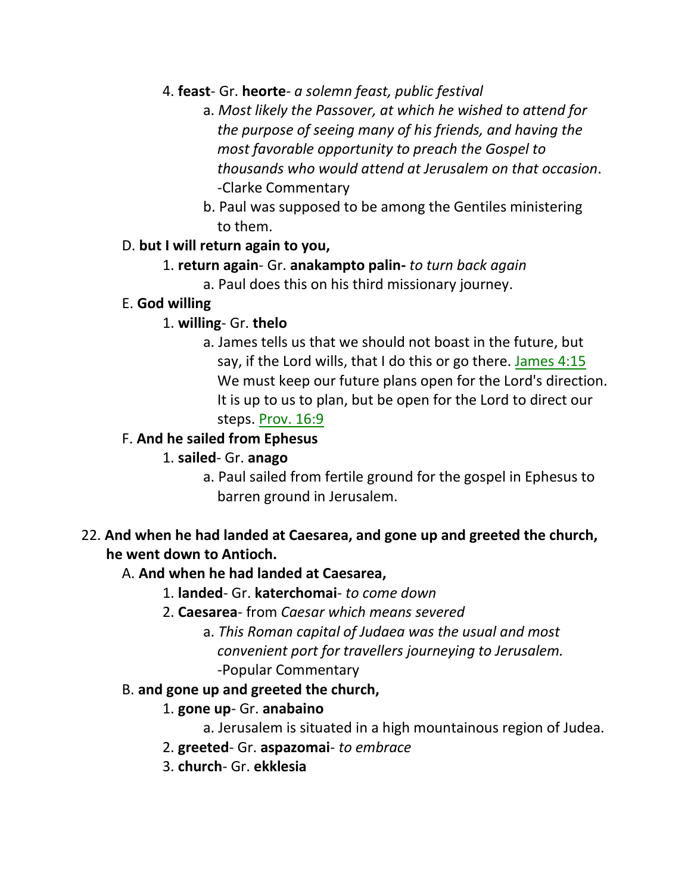4. **feast**- Gr. **heorte**- *a solemn feast, public festival*
   a. *Most likely the Passover, at which he wished to attend for the purpose of seeing many of his friends, and having the most favorable opportunity to preach the Gospel to thousands who would attend at Jerusalem on that occasion*. -Clarke Commentary
   b. Paul was supposed to be among the Gentiles ministering to them.

D. **but I will return again to you,**
   1. **return again**- Gr. **anakampto palin-** *to turn back again*
      a. Paul does this on his third missionary journey.

E. **God willing**
   1. **willing**- Gr. **thelo**
      a. James tells us that we should not boast in the future, but say, if the Lord wills, that I do this or go there. James 4:15 We must keep our future plans open for the Lord's direction. It is up to us to plan, but be open for the Lord to direct our steps. Prov. 16:9

F. **And he sailed from Ephesus**
   1. **sailed**- Gr. **anago**
      a. Paul sailed from fertile ground for the gospel in Ephesus to barren ground in Jerusalem.

22. **And when he had landed at Caesarea, and gone up and greeted the church, he went down to Antioch.**

A. **And when he had landed at Caesarea,**
   1. **landed**- Gr. **katerchomai**- *to come down*
   2. **Caesarea**- from *Caesar which means severed*
      a. *This Roman capital of Judaea was the usual and most convenient port for travellers journeying to Jerusalem.* -Popular Commentary

B. **and gone up and greeted the church,**
   1. **gone up**- Gr. **anabaino**
      a. Jerusalem is situated in a high mountainous region of Judea.
   2. **greeted**- Gr. **aspazomai**- *to embrace*
   3. **church**- Gr. **ekklesia**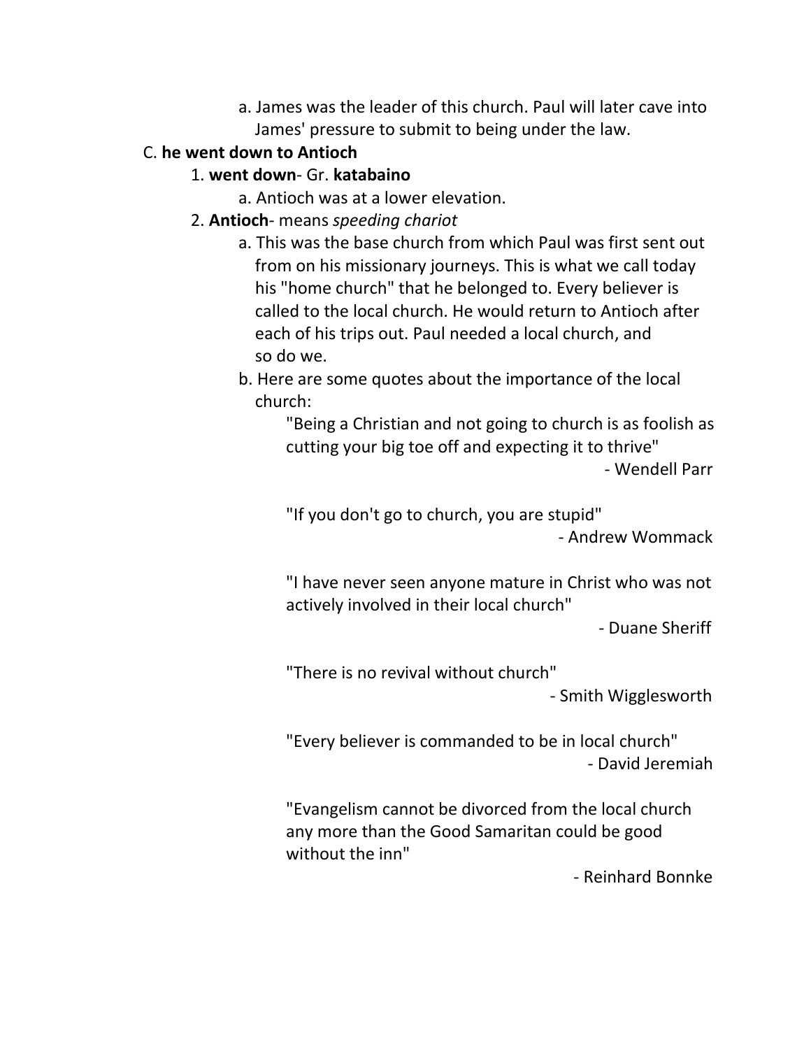a. James was the leader of this church. Paul will later cave into James' pressure to submit to being under the law.

C. **he went down to Antioch**

1. **went down**- Gr. **katabaino**

a. Antioch was at a lower elevation.

2. **Antioch**- means *speeding chariot*

a. This was the base church from which Paul was first sent out from on his missionary journeys. This is what we call today his "home church" that he belonged to. Every believer is called to the local church. He would return to Antioch after each of his trips out. Paul needed a local church, and so do we.

b. Here are some quotes about the importance of the local church:

> "Being a Christian and not going to church is as foolish as cutting your big toe off and expecting it to thrive"
>
> - Wendell Parr

> "If you don't go to church, you are stupid"
>
> - Andrew Wommack

> "I have never seen anyone mature in Christ who was not actively involved in their local church"
>
> - Duane Sheriff

> "There is no revival without church"
>
> - Smith Wigglesworth

> "Every believer is commanded to be in local church"
>
> - David Jeremiah

> "Evangelism cannot be divorced from the local church any more than the Good Samaritan could be good without the inn"
>
> - Reinhard Bonnke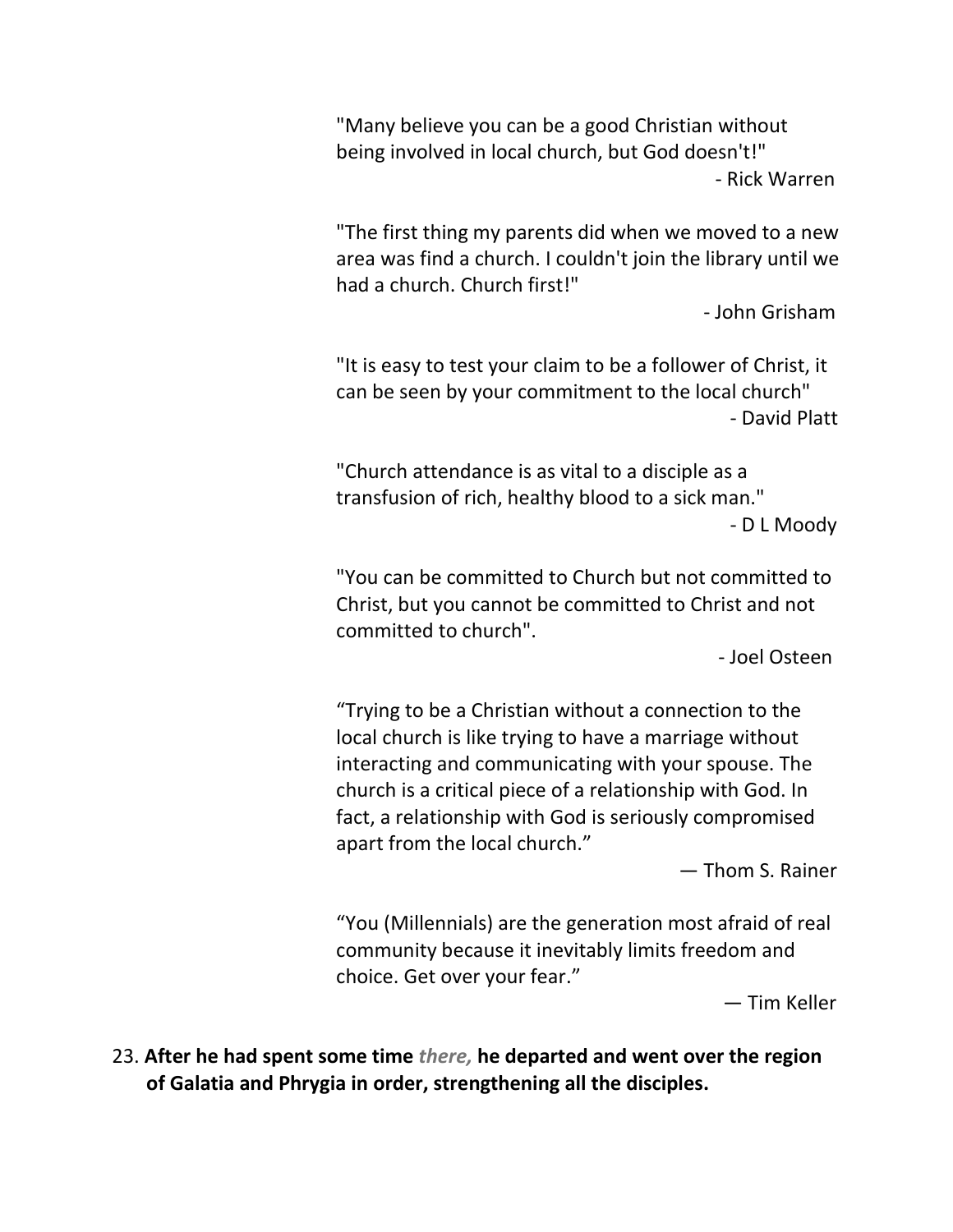"Many believe you can be a good Christian without being involved in local church, but God doesn't!"

- Rick Warren

"The first thing my parents did when we moved to a new area was find a church. I couldn't join the library until we had a church. Church first!"

- John Grisham

"It is easy to test your claim to be a follower of Christ, it can be seen by your commitment to the local church"

- David Platt

"Church attendance is as vital to a disciple as a transfusion of rich, healthy blood to a sick man."

- D L Moody

"You can be committed to Church but not committed to Christ, but you cannot be committed to Christ and not committed to church".

- Joel Osteen

“Trying to be a Christian without a connection to the local church is like trying to have a marriage without interacting and communicating with your spouse. The church is a critical piece of a relationship with God. In fact, a relationship with God is seriously compromised apart from the local church.”

— Thom S. Rainer

“You (Millennials) are the generation most afraid of real community because it inevitably limits freedom and choice. Get over your fear.”

— Tim Keller

23. **After he had spent some time *there,* he departed and went over the region of Galatia and Phrygia in order, strengthening all the disciples.**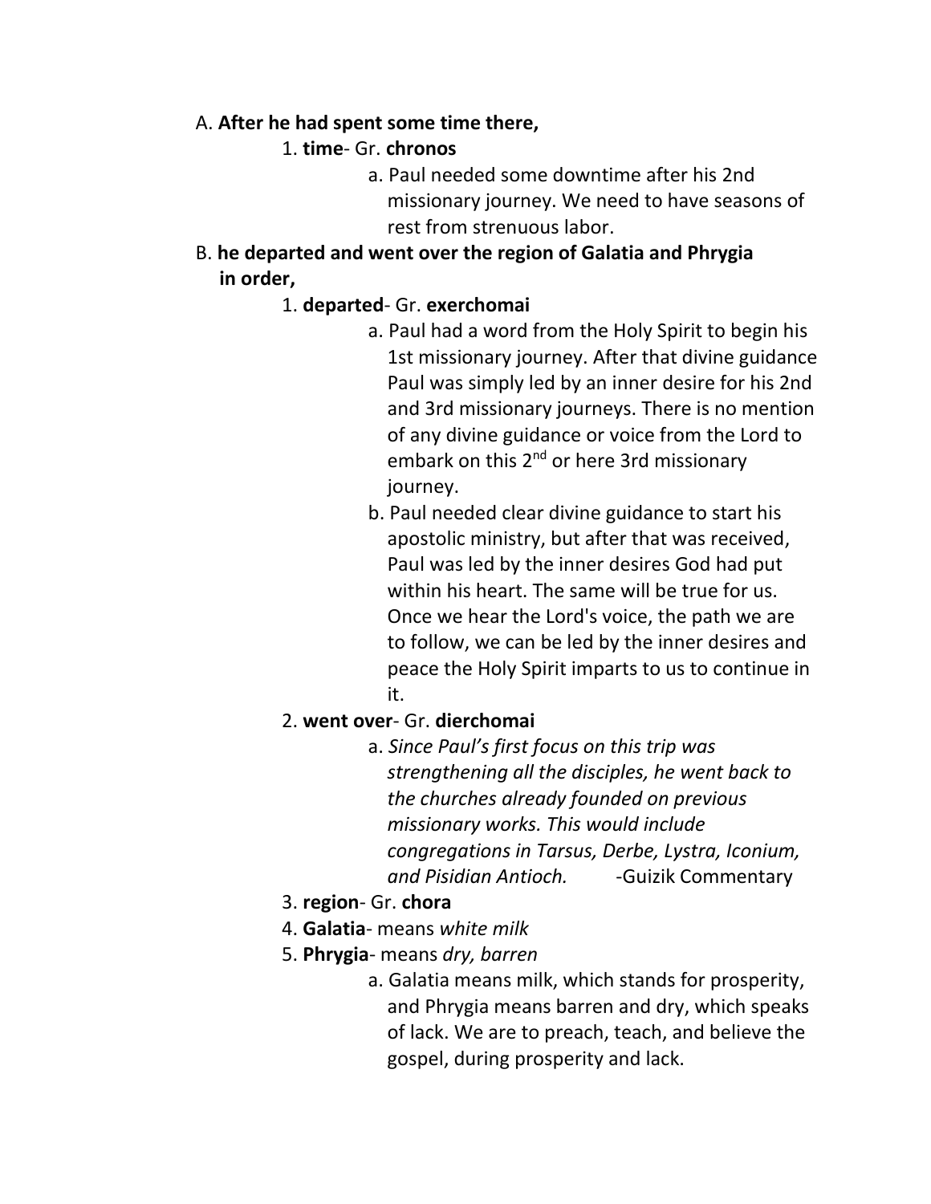A. **After he had spent some time there,**

1. **time**- Gr. **chronos**

    a. Paul needed some downtime after his 2nd missionary journey. We need to have seasons of rest from strenuous labor.

B. **he departed and went over the region of Galatia and Phrygia in order,**

1. **departed**- Gr. **exerchomai**

    a. Paul had a word from the Holy Spirit to begin his 1st missionary journey. After that divine guidance Paul was simply led by an inner desire for his 2nd and 3rd missionary journeys. There is no mention of any divine guidance or voice from the Lord to embark on this 2nd or here 3rd missionary journey.

    b. Paul needed clear divine guidance to start his apostolic ministry, but after that was received, Paul was led by the inner desires God had put within his heart. The same will be true for us. Once we hear the Lord's voice, the path we are to follow, we can be led by the inner desires and peace the Holy Spirit imparts to us to continue in it.

2. **went over**- Gr. **dierchomai**

    a. *Since Paul's first focus on this trip was strengthening all the disciples, he went back to the churches already founded on previous missionary works. This would include congregations in Tarsus, Derbe, Lystra, Iconium, and Pisidian Antioch.* -Guizik Commentary

3. **region**- Gr. **chora**

4. **Galatia**- means *white milk*

5. **Phrygia**- means *dry, barren*

    a. Galatia means milk, which stands for prosperity, and Phrygia means barren and dry, which speaks of lack. We are to preach, teach, and believe the gospel, during prosperity and lack.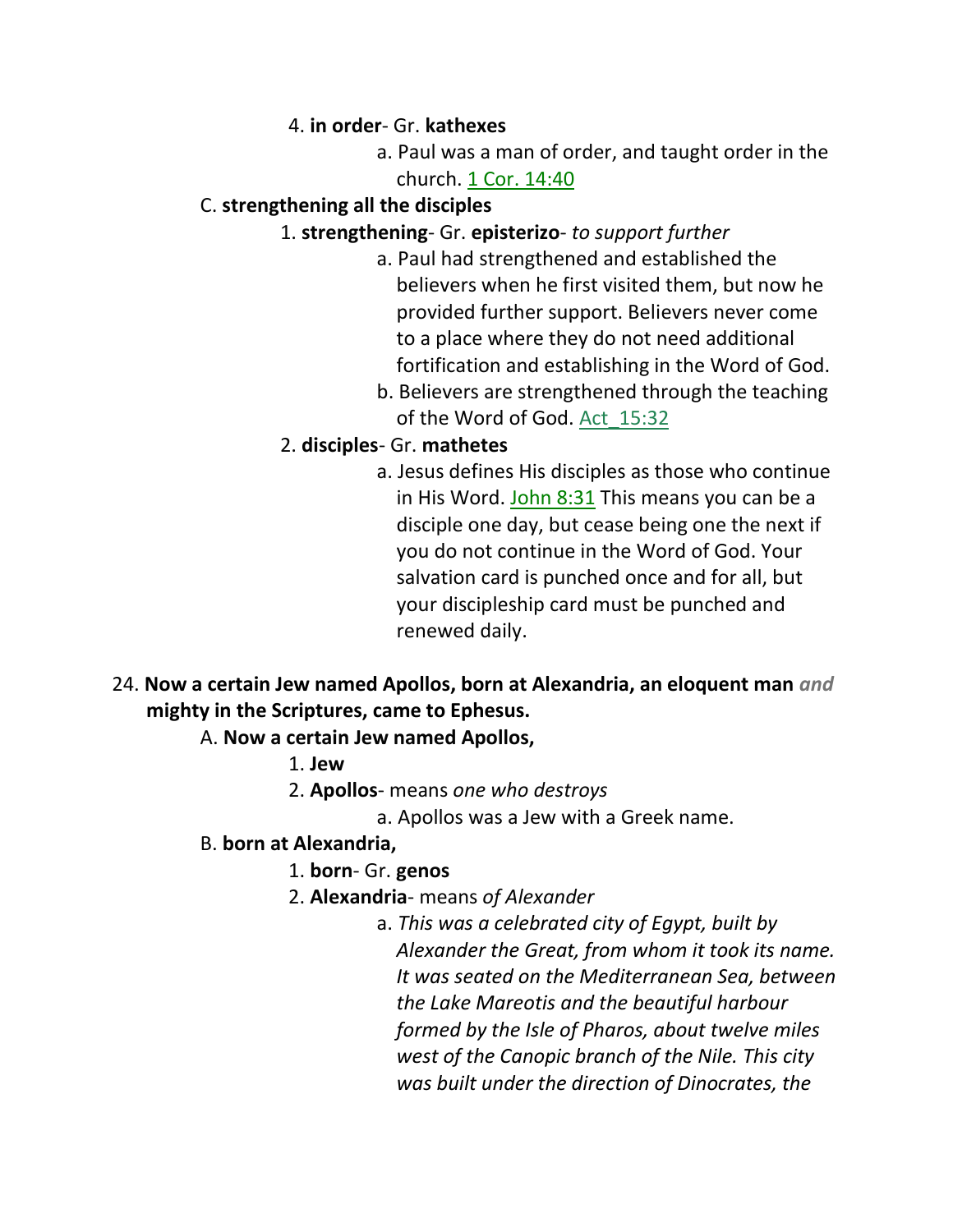4. **in order**- Gr. **kathexes**
    a. Paul was a man of order, and taught order in the church. 1 Cor. 14:40

C. **strengthening all the disciples**

1. **strengthening**- Gr. **episterizo**- *to support further*
    a. Paul had strengthened and established the believers when he first visited them, but now he provided further support. Believers never come to a place where they do not need additional fortification and establishing in the Word of God.
    b. Believers are strengthened through the teaching of the Word of God. Act_15:32
2. **disciples**- Gr. **mathetes**
    a. Jesus defines His disciples as those who continue in His Word. John 8:31 This means you can be a disciple one day, but cease being one the next if you do not continue in the Word of God. Your salvation card is punched once and for all, but your discipleship card must be punched and renewed daily.

24. **Now a certain Jew named Apollos, born at Alexandria, an eloquent man** *and* **mighty in the Scriptures, came to Ephesus.**

A. **Now a certain Jew named Apollos,**

1. **Jew**
2. **Apollos**- means *one who destroys*
    a. Apollos was a Jew with a Greek name.

B. **born at Alexandria,**

1. **born**- Gr. **genos**
2. **Alexandria**- means *of Alexander*
    a. *This was a celebrated city of Egypt, built by Alexander the Great, from whom it took its name. It was seated on the Mediterranean Sea, between the Lake Mareotis and the beautiful harbour formed by the Isle of Pharos, about twelve miles west of the Canopic branch of the Nile. This city was built under the direction of Dinocrates, the*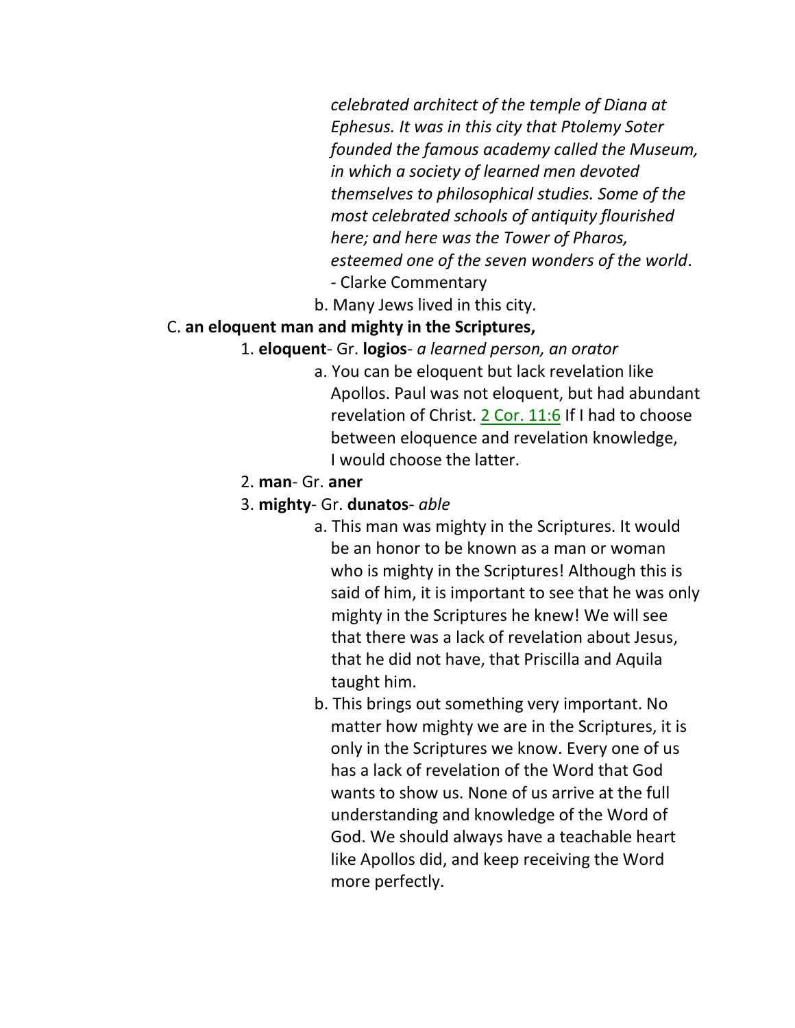*celebrated architect of the temple of Diana at Ephesus. It was in this city that Ptolemy Soter founded the famous academy called the Museum, in which a society of learned men devoted themselves to philosophical studies. Some of the most celebrated schools of antiquity flourished here; and here was the Tower of Pharos, esteemed one of the seven wonders of the world*. - Clarke Commentary

b. Many Jews lived in this city.

C. **an eloquent man and mighty in the Scriptures,**

1. **eloquent**- Gr. **logios**- *a learned person, an orator*

   a. You can be eloquent but lack revelation like Apollos. Paul was not eloquent, but had abundant revelation of Christ. 2 Cor. 11:6 If I had to choose between eloquence and revelation knowledge, I would choose the latter.

2. **man**- Gr. **aner**

3. **mighty**- Gr. **dunatos**- *able*

   a. This man was mighty in the Scriptures. It would be an honor to be known as a man or woman who is mighty in the Scriptures! Although this is said of him, it is important to see that he was only mighty in the Scriptures he knew! We will see that there was a lack of revelation about Jesus, that he did not have, that Priscilla and Aquila taught him.

   b. This brings out something very important. No matter how mighty we are in the Scriptures, it is only in the Scriptures we know. Every one of us has a lack of revelation of the Word that God wants to show us. None of us arrive at the full understanding and knowledge of the Word of God. We should always have a teachable heart like Apollos did, and keep receiving the Word more perfectly.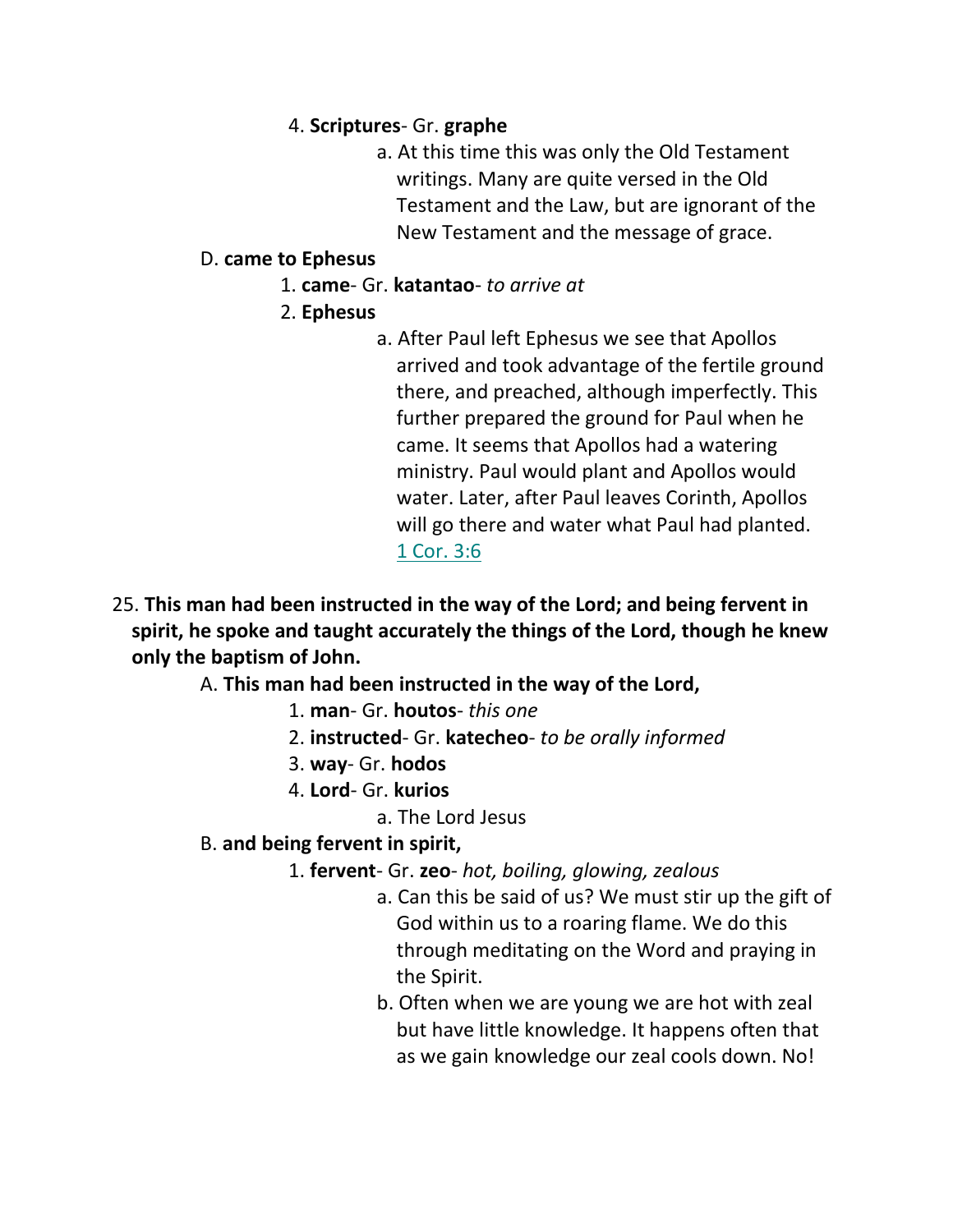4. **Scriptures**- Gr. **graphe**

    a. At this time this was only the Old Testament writings. Many are quite versed in the Old Testament and the Law, but are ignorant of the New Testament and the message of grace.

D. **came to Ephesus**

1. **came**- Gr. **katantao**- *to arrive at*
2. **Ephesus**

    a. After Paul left Ephesus we see that Apollos arrived and took advantage of the fertile ground there, and preached, although imperfectly. This further prepared the ground for Paul when he came. It seems that Apollos had a watering ministry. Paul would plant and Apollos would water. Later, after Paul leaves Corinth, Apollos will go there and water what Paul had planted. 1 Cor. 3:6

25. **This man had been instructed in the way of the Lord; and being fervent in spirit, he spoke and taught accurately the things of the Lord, though he knew only the baptism of John.**

A. **This man had been instructed in the way of the Lord,**

1. **man**- Gr. **houtos**- *this one*
2. **instructed**- Gr. **katecheo**- *to be orally informed*
3. **way**- Gr. **hodos**
4. **Lord**- Gr. **kurios**

    a. The Lord Jesus

B. **and being fervent in spirit,**

1. **fervent**- Gr. **zeo**- *hot, boiling, glowing, zealous*

    a. Can this be said of us? We must stir up the gift of God within us to a roaring flame. We do this through meditating on the Word and praying in the Spirit.

    b. Often when we are young we are hot with zeal but have little knowledge. It happens often that as we gain knowledge our zeal cools down. No!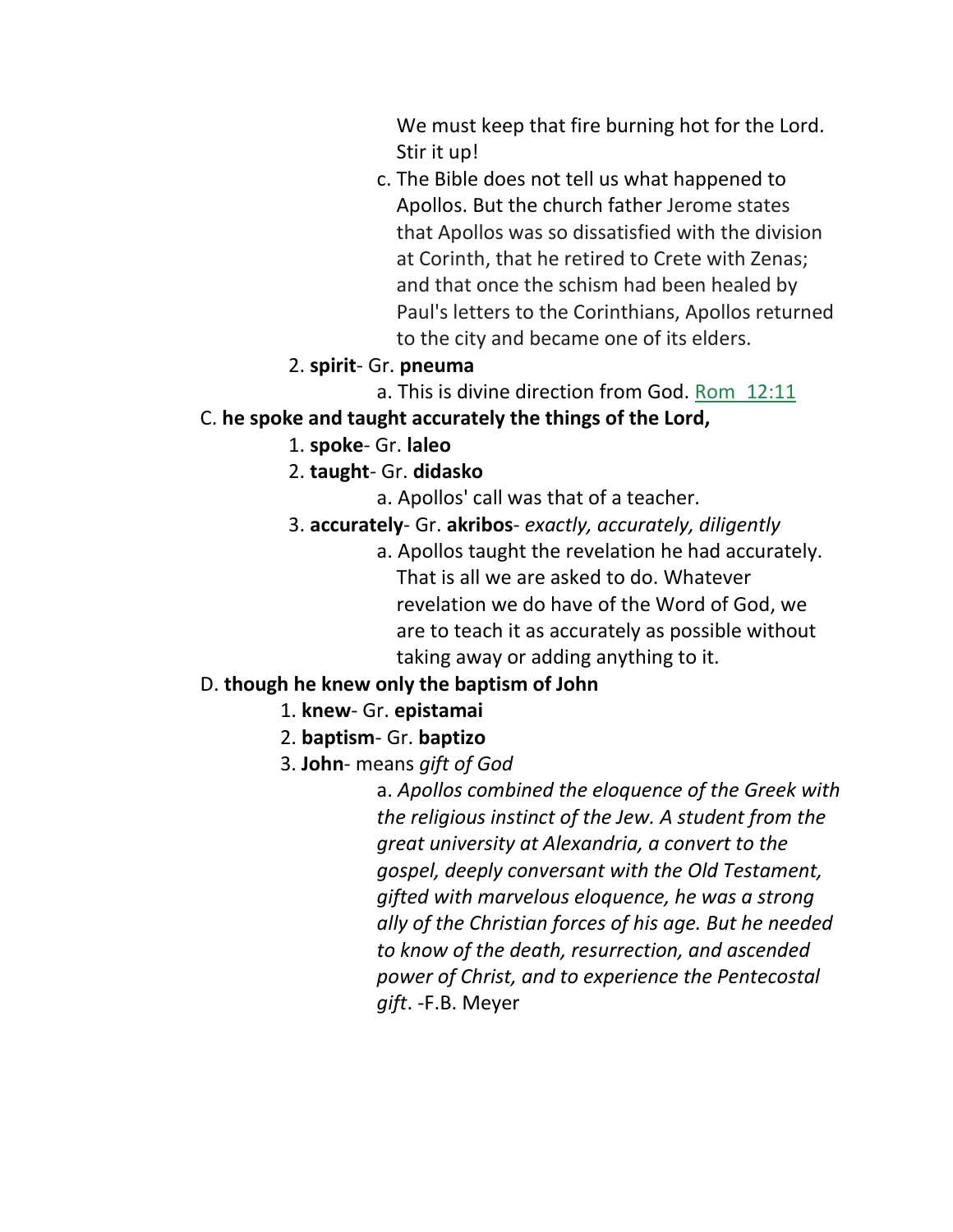We must keep that fire burning hot for the Lord. Stir it up!

c. The Bible does not tell us what happened to Apollos. But the church father Jerome states that Apollos was so dissatisfied with the division at Corinth, that he retired to Crete with Zenas; and that once the schism had been healed by Paul's letters to the Corinthians, Apollos returned to the city and became one of its elders.

2. **spirit**- Gr. **pneuma**

a. This is divine direction from God. Rom 12:11

C. **he spoke and taught accurately the things of the Lord,**

1. **spoke**- Gr. **laleo**

2. **taught**- Gr. **didasko**

a. Apollos' call was that of a teacher.

3. **accurately**- Gr. **akribos**- *exactly, accurately, diligently*

a. Apollos taught the revelation he had accurately. That is all we are asked to do. Whatever revelation we do have of the Word of God, we are to teach it as accurately as possible without taking away or adding anything to it.

D. **though he knew only the baptism of John**

1. **knew**- Gr. **epistamai**

2. **baptism**- Gr. **baptizo**

3. **John**- means *gift of God*

a. *Apollos combined the eloquence of the Greek with the religious instinct of the Jew. A student from the great university at Alexandria, a convert to the gospel, deeply conversant with the Old Testament, gifted with marvelous eloquence, he was a strong ally of the Christian forces of his age. But he needed to know of the death, resurrection, and ascended power of Christ, and to experience the Pentecostal gift*. -F.B. Meyer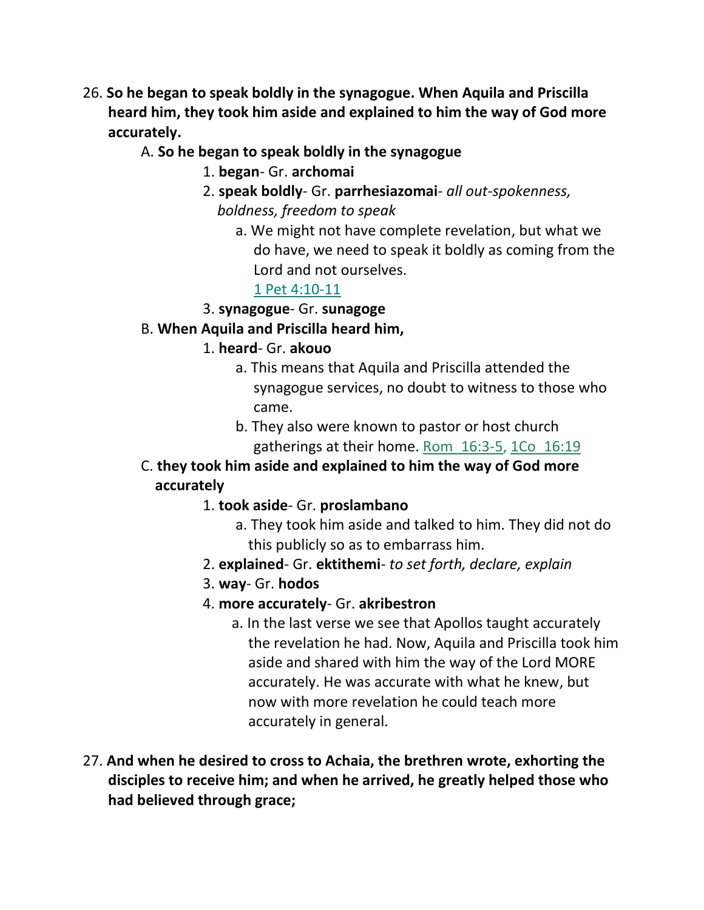26. **So he began to speak boldly in the synagogue. When Aquila and Priscilla heard him, they took him aside and explained to him the way of God more accurately.**

   A. **So he began to speak boldly in the synagogue**

      1. **began**- Gr. **archomai**
      2. **speak boldly**- Gr. **parrhesiazomai**- *all out-spokenness, boldness, freedom to speak*
         a. We might not have complete revelation, but what we do have, we need to speak it boldly as coming from the Lord and not ourselves. 1 Pet 4:10-11
      3. **synagogue**- Gr. **sunagoge**

   B. **When Aquila and Priscilla heard him,**

      1. **heard**- Gr. **akouo**
         a. This means that Aquila and Priscilla attended the synagogue services, no doubt to witness to those who came.
         b. They also were known to pastor or host church gatherings at their home. Rom 16:3-5, 1Co 16:19

   C. **they took him aside and explained to him the way of God more accurately**

      1. **took aside**- Gr. **proslambano**
         a. They took him aside and talked to him. They did not do this publicly so as to embarrass him.
      2. **explained**- Gr. **ektithemi**- *to set forth, declare, explain*
      3. **way**- Gr. **hodos**
      4. **more accurately**- Gr. **akribestron**
         a. In the last verse we see that Apollos taught accurately the revelation he had. Now, Aquila and Priscilla took him aside and shared with him the way of the Lord MORE accurately. He was accurate with what he knew, but now with more revelation he could teach more accurately in general.

27. **And when he desired to cross to Achaia, the brethren wrote, exhorting the disciples to receive him; and when he arrived, he greatly helped those who had believed through grace;**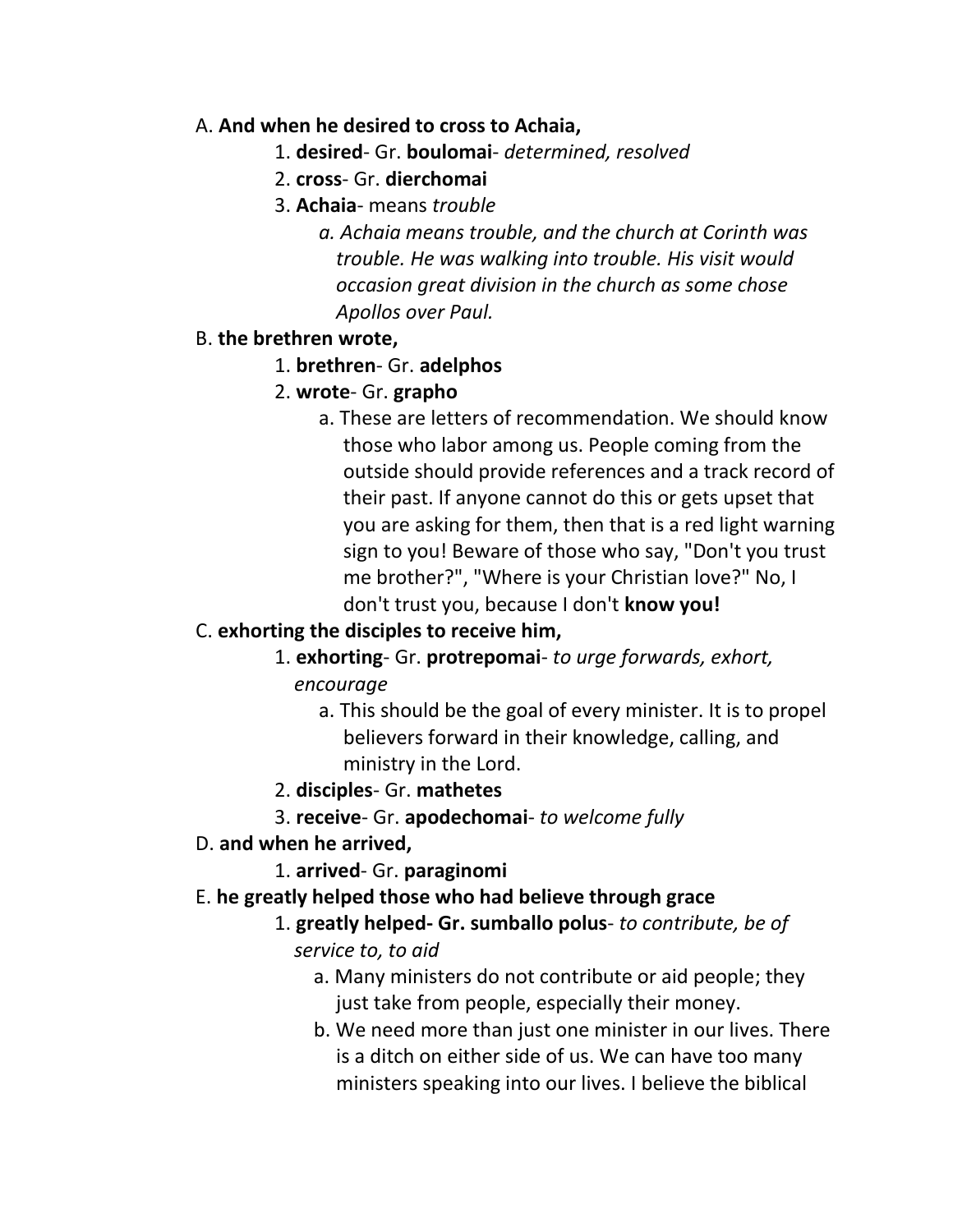A. **And when he desired to cross to Achaia,**

1. **desired**- Gr. **boulomai**- *determined, resolved*
2. **cross**- Gr. **dierchomai**
3. **Achaia**- means *trouble*
    a. *Achaia means trouble, and the church at Corinth was trouble. He was walking into trouble. His visit would occasion great division in the church as some chose Apollos over Paul.*

B. **the brethren wrote,**

1. **brethren**- Gr. **adelphos**
2. **wrote**- Gr. **grapho**
    a. These are letters of recommendation. We should know those who labor among us. People coming from the outside should provide references and a track record of their past. If anyone cannot do this or gets upset that you are asking for them, then that is a red light warning sign to you! Beware of those who say, "Don't you trust me brother?", "Where is your Christian love?" No, I don't trust you, because I don't **know you!**

C. **exhorting the disciples to receive him,**

1. **exhorting**- Gr. **protrepomai**- *to urge forwards, exhort, encourage*
    a. This should be the goal of every minister. It is to propel believers forward in their knowledge, calling, and ministry in the Lord.
2. **disciples**- Gr. **mathetes**
3. **receive**- Gr. **apodechomai**- *to welcome fully*

D. **and when he arrived,**

1. **arrived**- Gr. **paraginomi**

E. **he greatly helped those who had believe through grace**

1. **greatly helped- Gr. sumballo polus**- *to contribute, be of service to, to aid*
    a. Many ministers do not contribute or aid people; they just take from people, especially their money.
    b. We need more than just one minister in our lives. There is a ditch on either side of us. We can have too many ministers speaking into our lives. I believe the biblical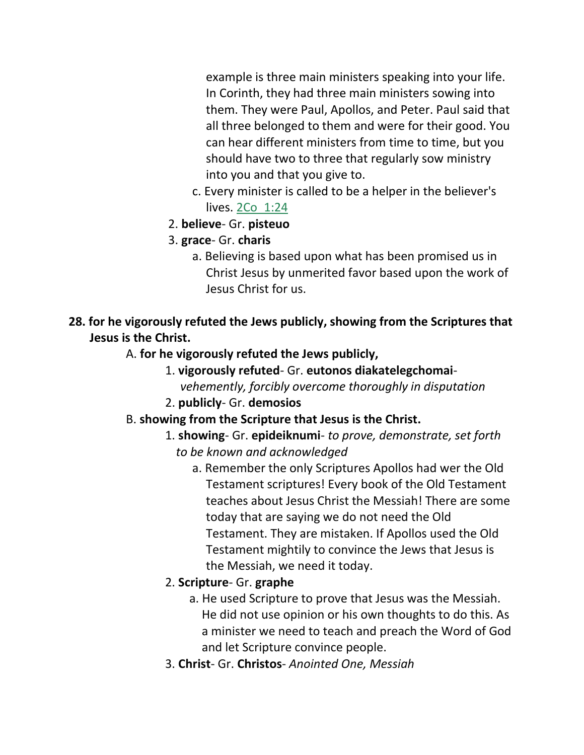example is three main ministers speaking into your life. In Corinth, they had three main ministers sowing into them. They were Paul, Apollos, and Peter. Paul said that all three belonged to them and were for their good. You can hear different ministers from time to time, but you should have two to three that regularly sow ministry into you and that you give to.

c. Every minister is called to be a helper in the believer's lives. 2Co 1:24

2. **believe**- Gr. **pisteuo**

3. **grace**- Gr. **charis**

   a. Believing is based upon what has been promised us in Christ Jesus by unmerited favor based upon the work of Jesus Christ for us.

**28. for he vigorously refuted the Jews publicly, showing from the Scriptures that Jesus is the Christ.**

A. **for he vigorously refuted the Jews publicly,**

1. **vigorously refuted**- Gr. **eutonos diakatelegchomai**- *vehemently, forcibly overcome thoroughly in disputation*

2. **publicly**- Gr. **demosios**

B. **showing from the Scripture that Jesus is the Christ.**

1. **showing**- Gr. **epideiknumi**- *to prove, demonstrate, set forth to be known and acknowledged*

   a. Remember the only Scriptures Apollos had wer the Old Testament scriptures! Every book of the Old Testament teaches about Jesus Christ the Messiah! There are some today that are saying we do not need the Old Testament. They are mistaken. If Apollos used the Old Testament mightily to convince the Jews that Jesus is the Messiah, we need it today.

2. **Scripture**- Gr. **graphe**

   a. He used Scripture to prove that Jesus was the Messiah. He did not use opinion or his own thoughts to do this. As a minister we need to teach and preach the Word of God and let Scripture convince people.

3. **Christ**- Gr. **Christos**- *Anointed One, Messiah*